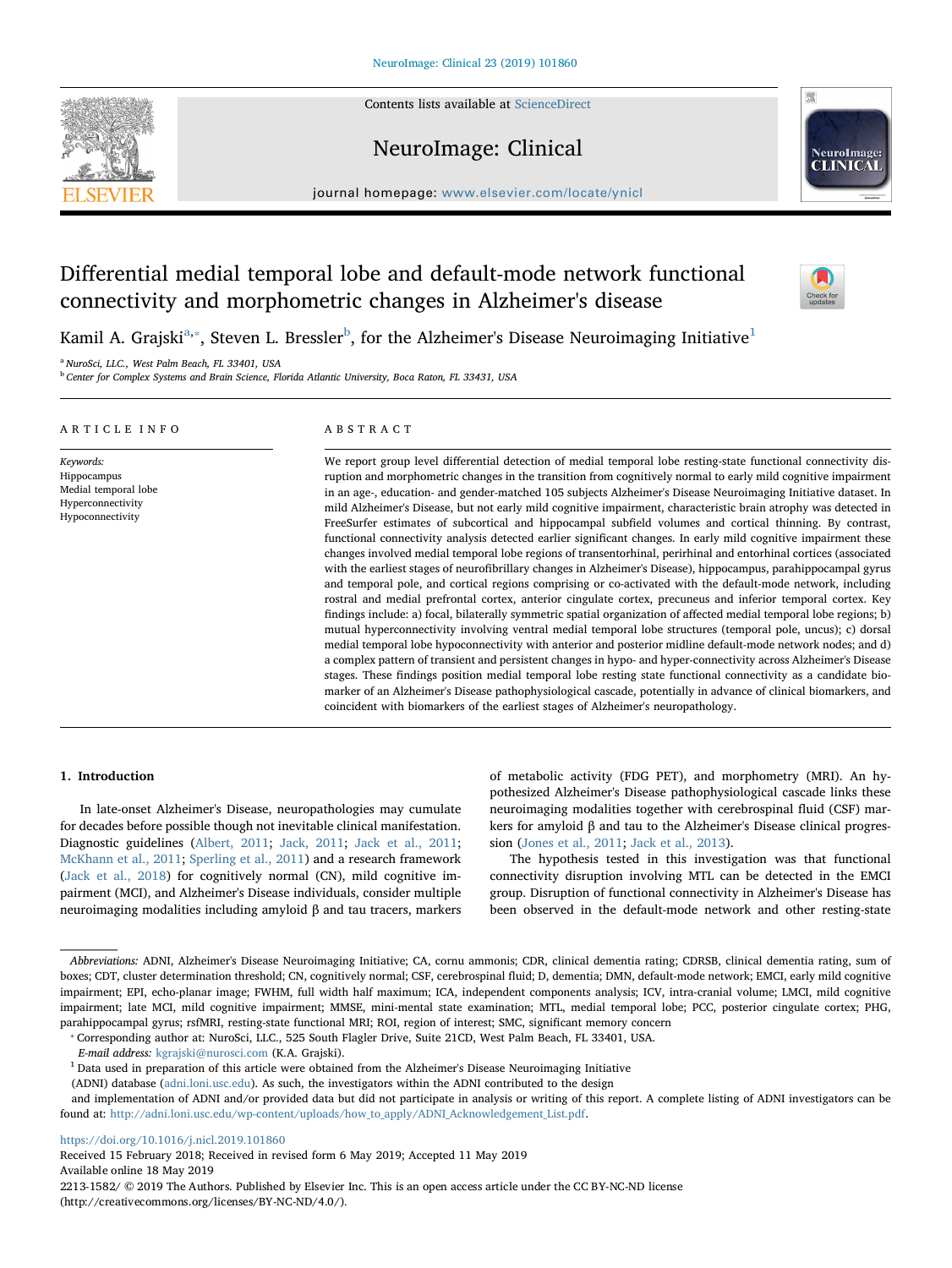# Differential medial temporal lobe and default-mode network functional connectivity and morphometric changes in Alzheimer's disease

Kamil A. Grajski[a,*], Steven L. Bressler[b], for the Alzheimer's Disease Neuroimaging Initiative[1]

[a] NuroSci, LLC., West Palm Beach, FL 33401, USA
[b] Center for Complex Systems and Brain Science, Florida Atlantic University, Boca Raton, FL 33431, USA

## ARTICLE INFO

*Keywords:*
Hippocampus
Medial temporal lobe
Hyperconnectivity
Hypoconnectivity

## ABSTRACT

We report group level differential detection of medial temporal lobe resting-state functional connectivity disruption and morphometric changes in the transition from cognitively normal to early mild cognitive impairment in an age-, education- and gender-matched 105 subjects Alzheimer's Disease Neuroimaging Initiative dataset. In mild Alzheimer's Disease, but not early mild cognitive impairment, characteristic brain atrophy was detected in FreeSurfer estimates of subcortical and hippocampal subfield volumes and cortical thinning. By contrast, functional connectivity analysis detected earlier significant changes. In early mild cognitive impairment these changes involved medial temporal lobe regions of transentorhinal, perirhinal and entorhinal cortices (associated with the earliest stages of neurofibrillary changes in Alzheimer's Disease), hippocampus, parahippocampal gyrus and temporal pole, and cortical regions comprising or co-activated with the default-mode network, including rostral and medial prefrontal cortex, anterior cingulate cortex, precuneus and inferior temporal cortex. Key findings include: a) focal, bilaterally symmetric spatial organization of affected medial temporal lobe regions; b) mutual hyperconnectivity involving ventral medial temporal lobe structures (temporal pole, uncus); c) dorsal medial temporal lobe hypoconnectivity with anterior and posterior midline default-mode network nodes; and d) a complex pattern of transient and persistent changes in hypo- and hyper-connectivity across Alzheimer's Disease stages. These findings position medial temporal lobe resting state functional connectivity as a candidate biomarker of an Alzheimer's Disease pathophysiological cascade, potentially in advance of clinical biomarkers, and coincident with biomarkers of the earliest stages of Alzheimer's neuropathology.

## 1. Introduction

In late-onset Alzheimer's Disease, neuropathologies may cumulate for decades before possible though not inevitable clinical manifestation. Diagnostic guidelines (Albert, 2011; Jack, 2011; Jack et al., 2011; McKhann et al., 2011; Sperling et al., 2011) and a research framework (Jack et al., 2018) for cognitively normal (CN), mild cognitive impairment (MCI), and Alzheimer's Disease individuals, consider multiple neuroimaging modalities including amyloid β and tau tracers, markers of metabolic activity (FDG PET), and morphometry (MRI). An hypothesized Alzheimer's Disease pathophysiological cascade links these neuroimaging modalities together with cerebrospinal fluid (CSF) markers for amyloid β and tau to the Alzheimer's Disease clinical progression (Jones et al., 2011; Jack et al., 2013).

The hypothesis tested in this investigation was that functional connectivity disruption involving MTL can be detected in the EMCI group. Disruption of functional connectivity in Alzheimer's Disease has been observed in the default-mode network and other resting-state

---

*Abbreviations:* ADNI, Alzheimer's Disease Neuroimaging Initiative; CA, cornu ammonis; CDR, clinical dementia rating; CDRSB, clinical dementia rating, sum of boxes; CDT, cluster determination threshold; CN, cognitively normal; CSF, cerebrospinal fluid; D, dementia; DMN, default-mode network; EMCI, early mild cognitive impairment; EPI, echo-planar image; FWHM, full width half maximum; ICA, independent components analysis; ICV, intra-cranial volume; LMCI, mild cognitive impairment; late MCI, mild cognitive impairment; MMSE, mini-mental state examination; MTL, medial temporal lobe; PCC, posterior cingulate cortex; PHG, parahippocampal gyrus; rsfMRI, resting-state functional MRI; ROI, region of interest; SMC, significant memory concern

* Corresponding author at: NuroSci, LLC., 525 South Flagler Drive, Suite 21CD, West Palm Beach, FL 33401, USA.
*E-mail address:* kgrajski@nurosci.com (K.A. Grajski).

[1] Data used in preparation of this article were obtained from the Alzheimer's Disease Neuroimaging Initiative (ADNI) database (adni.loni.usc.edu). As such, the investigators within the ADNI contributed to the design and implementation of ADNI and/or provided data but did not participate in analysis or writing of this report. A complete listing of ADNI investigators can be found at: http://adni.loni.usc.edu/wp-content/uploads/how_to_apply/ADNI_Acknowledgement_List.pdf.

https://doi.org/10.1016/j.nicl.2019.101860
Received 15 February 2018; Received in revised form 6 May 2019; Accepted 11 May 2019
Available online 18 May 2019
2213-1582/ © 2019 The Authors. Published by Elsevier Inc. This is an open access article under the CC BY-NC-ND license (http://creativecommons.org/licenses/BY-NC-ND/4.0/).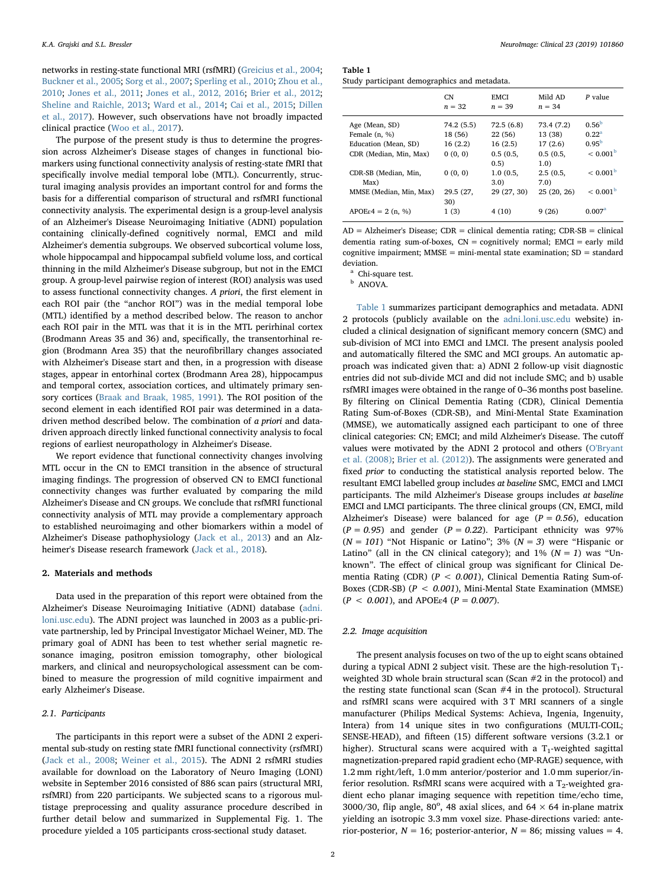networks in resting-state functional MRI (rsfMRI) (Greicius et al., 2004; Buckner et al., 2005; Sorg et al., 2007; Sperling et al., 2010; Zhou et al., 2010; Jones et al., 2011; Jones et al., 2012, 2016; Brier et al., 2012; Sheline and Raichle, 2013; Ward et al., 2014; Cai et al., 2015; Dillen et al., 2017). However, such observations have not broadly impacted clinical practice (Woo et al., 2017).

The purpose of the present study is thus to determine the progression across Alzheimer's Disease stages of changes in functional biomarkers using functional connectivity analysis of resting-state fMRI that specifically involve medial temporal lobe (MTL). Concurrently, structural imaging analysis provides an important control for and forms the basis for a differential comparison of structural and rsfMRI functional connectivity analysis. The experimental design is a group-level analysis of an Alzheimer's Disease Neuroimaging Initiative (ADNI) population containing clinically-defined cognitively normal, EMCI and mild Alzheimer's dementia subgroups. We observed subcortical volume loss, whole hippocampal and hippocampal subfield volume loss, and cortical thinning in the mild Alzheimer's Disease subgroup, but not in the EMCI group. A group-level pairwise region of interest (ROI) analysis was used to assess functional connectivity changes. *A priori*, the first element in each ROI pair (the "anchor ROI") was in the medial temporal lobe (MTL) identified by a method described below. The reason to anchor each ROI pair in the MTL was that it is in the MTL perirhinal cortex (Brodmann Areas 35 and 36) and, specifically, the transentorhinal region (Brodmann Area 35) that the neurofibrillary changes associated with Alzheimer's Disease start and then, in a progression with disease stages, appear in entorhinal cortex (Brodmann Area 28), hippocampus and temporal cortex, association cortices, and ultimately primary sensory cortices (Braak and Braak, 1985, 1991). The ROI position of the second element in each identified ROI pair was determined in a data-driven method described below. The combination of *a priori* and data-driven approach directly linked functional connectivity analysis to focal regions of earliest neuropathology in Alzheimer's Disease.

We report evidence that functional connectivity changes involving MTL occur in the CN to EMCI transition in the absence of structural imaging findings. The progression of observed CN to EMCI functional connectivity changes was further evaluated by comparing the mild Alzheimer's Disease and CN groups. We conclude that rsfMRI functional connectivity analysis of MTL may provide a complementary approach to established neuroimaging and other biomarkers within a model of Alzheimer's Disease pathophysiology (Jack et al., 2013) and an Alzheimer's Disease research framework (Jack et al., 2018).

## 2. Materials and methods

Data used in the preparation of this report were obtained from the Alzheimer's Disease Neuroimaging Initiative (ADNI) database (adni.loni.usc.edu). The ADNI project was launched in 2003 as a public-private partnership, led by Principal Investigator Michael Weiner, MD. The primary goal of ADNI has been to test whether serial magnetic resonance imaging, positron emission tomography, other biological markers, and clinical and neuropsychological assessment can be combined to measure the progression of mild cognitive impairment and early Alzheimer's Disease.

### 2.1. Participants

The participants in this report were a subset of the ADNI 2 experimental sub-study on resting state fMRI functional connectivity (rsfMRI) (Jack et al., 2008; Weiner et al., 2015). The ADNI 2 rsfMRI studies available for download on the Laboratory of Neuro Imaging (LONI) website in September 2016 consisted of 886 scan pairs (structural MRI, rsfMRI) from 220 participants. We subjected scans to a rigorous multistage preprocessing and quality assurance procedure described in further detail below and summarized in Supplemental Fig. 1. The procedure yielded a 105 participants cross-sectional study dataset.

**Table 1**
Study participant demographics and metadata.

| | CN $n = 32$ | EMCI $n = 39$ | Mild AD $n = 34$ | P value |
|---|---|---|---|---|
| Age (Mean, SD) | 74.2 (5.5) | 72.5 (6.8) | 73.4 (7.2) | 0.56[b] |
| Female (n, %) | 18 (56) | 22 (56) | 13 (38) | 0.22[a] |
| Education (Mean, SD) | 16 (2.2) | 16 (2.5) | 17 (2.6) | 0.95[b] |
| CDR (Median, Min, Max) | 0 (0, 0) | 0.5 (0.5, 0.5) | 0.5 (0.5, 1.0) | < 0.001[b] |
| CDR-SB (Median, Min, Max) | 0 (0, 0) | 1.0 (0.5, 3.0) | 2.5 (0.5, 7.0) | < 0.001[b] |
| MMSE (Median, Min, Max) | 29.5 (27, 30) | 29 (27, 30) | 25 (20, 26) | < 0.001[b] |
| APOEε4 = 2 (n, %) | 1 (3) | 4 (10) | 9 (26) | 0.007[a] |

AD = Alzheimer's Disease; CDR = clinical dementia rating; CDR-SB = clinical dementia rating sum-of-boxes, CN = cognitively normal; EMCI = early mild cognitive impairment; MMSE = mini-mental state examination; SD = standard deviation.
[a] Chi-square test.
[b] ANOVA.

Table 1 summarizes participant demographics and metadata. ADNI 2 protocols (publicly available on the adni.loni.usc.edu website) included a clinical designation of significant memory concern (SMC) and sub-division of MCI into EMCI and LMCI. The present analysis pooled and automatically filtered the SMC and MCI groups. An automatic approach was indicated given that: a) ADNI 2 follow-up visit diagnostic entries did not sub-divide MCI and did not include SMC; and b) usable rsfMRI images were obtained in the range of 0–36 months post baseline. By filtering on Clinical Dementia Rating (CDR), Clinical Dementia Rating Sum-of-Boxes (CDR-SB), and Mini-Mental State Examination (MMSE), we automatically assigned each participant to one of three clinical categories: CN; EMCI; and mild Alzheimer's Disease. The cutoff values were motivated by the ADNI 2 protocol and others (O'Bryant et al. (2008); Brier et al. (2012)). The assignments were generated and fixed *prior* to conducting the statistical analysis reported below. The resultant EMCI labelled group includes *at baseline* SMC, EMCI and LMCI participants. The mild Alzheimer's Disease groups includes *at baseline* EMCI and LMCI participants. The three clinical groups (CN, EMCI, mild Alzheimer's Disease) were balanced for age (*P = 0.56*), education (*P = 0.95*) and gender (*P = 0.22*). Participant ethnicity was 97% (*N = 101*) "Not Hispanic or Latino"; 3% (*N = 3*) were "Hispanic or Latino" (all in the CN clinical category); and 1% (*N = 1*) was "Unknown". The effect of clinical group was significant for Clinical Dementia Rating (CDR) (*P < 0.001*), Clinical Dementia Rating Sum-of-Boxes (CDR-SB) (*P < 0.001*), Mini-Mental State Examination (MMSE) (*P < 0.001*), and APOEε4 (*P = 0.007*).

### 2.2. Image acquisition

The present analysis focuses on two of the up to eight scans obtained during a typical ADNI 2 subject visit. These are the high-resolution $T_1$-weighted 3D whole brain structural scan (Scan #2 in the protocol) and the resting state functional scan (Scan #4 in the protocol). Structural and rsfMRI scans were acquired with 3 T MRI scanners of a single manufacturer (Philips Medical Systems: Achieva, Ingenia, Ingenuity, Intera) from 14 unique sites in two configurations (MULTI-COIL; SENSE-HEAD), and fifteen (15) different software versions (3.2.1 or higher). Structural scans were acquired with a $T_1$-weighted sagittal magnetization-prepared rapid gradient echo (MP-RAGE) sequence, with 1.2 mm right/left, 1.0 mm anterior/posterior and 1.0 mm superior/inferior resolution. RsfMRI scans were acquired with a $T_2$-weighted gradient echo planar imaging sequence with repetition time/echo time, 3000/30, flip angle, 80°, 48 axial slices, and 64 × 64 in-plane matrix yielding an isotropic 3.3 mm voxel size. Phase-directions varied: anterior-posterior, $N = 16$; posterior-anterior, $N = 86$; missing values = 4.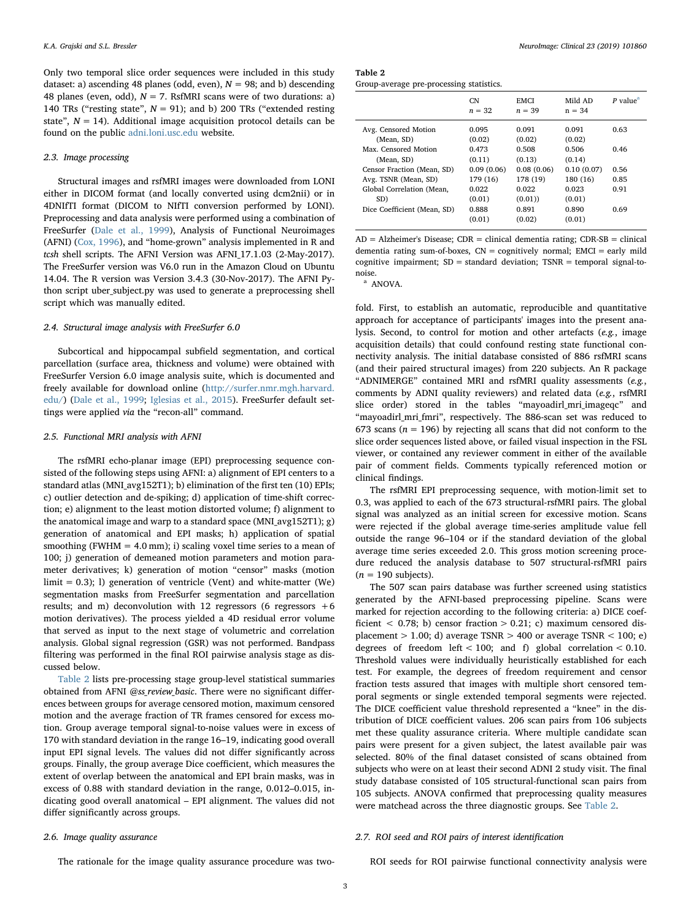Only two temporal slice order sequences were included in this study dataset: a) ascending 48 planes (odd, even), N = 98; and b) descending 48 planes (even, odd), N = 7. RsfMRI scans were of two durations: a) 140 TRs ("resting state", N = 91); and b) 200 TRs ("extended resting state", N = 14). Additional image acquisition protocol details can be found on the public adni.loni.usc.edu website.

### 2.3. Image processing

Structural images and rsfMRI images were downloaded from LONI either in DICOM format (and locally converted using dcm2nii) or in 4DNIfTI format (DICOM to NIfTI conversion performed by LONI). Preprocessing and data analysis were performed using a combination of FreeSurfer (Dale et al., 1999), Analysis of Functional Neuroimages (AFNI) (Cox, 1996), and "home-grown" analysis implemented in R and *tcsh* shell scripts. The AFNI Version was AFNI_17.1.03 (2-May-2017). The FreeSurfer version was V6.0 run in the Amazon Cloud on Ubuntu 14.04. The R version was Version 3.4.3 (30-Nov-2017). The AFNI Python script uber_subject.py was used to generate a preprocessing shell script which was manually edited.

### 2.4. Structural image analysis with FreeSurfer 6.0

Subcortical and hippocampal subfield segmentation, and cortical parcellation (surface area, thickness and volume) were obtained with FreeSurfer Version 6.0 image analysis suite, which is documented and freely available for download online (http://surfer.nmr.mgh.harvard.edu/) (Dale et al., 1999; Iglesias et al., 2015). FreeSurfer default settings were applied *via* the "recon-all" command.

### 2.5. Functional MRI analysis with AFNI

The rsfMRI echo-planar image (EPI) preprocessing sequence consisted of the following steps using AFNI: a) alignment of EPI centers to a standard atlas (MNI_avg152T1); b) elimination of the first ten (10) EPIs; c) outlier detection and de-spiking; d) application of time-shift correction; e) alignment to the least motion distorted volume; f) alignment to the anatomical image and warp to a standard space (MNI_avg152T1); g) generation of anatomical and EPI masks; h) application of spatial smoothing (FWHM = 4.0 mm); i) scaling voxel time series to a mean of 100; j) generation of demeaned motion parameters and motion parameter derivatives; k) generation of motion "censor" masks (motion limit = 0.3); l) generation of ventricle (Vent) and white-matter (We) segmentation masks from FreeSurfer segmentation and parcellation results; and m) deconvolution with 12 regressors (6 regressors + 6 motion derivatives). The process yielded a 4D residual error volume that served as input to the next stage of volumetric and correlation analysis. Global signal regression (GSR) was not performed. Bandpass filtering was performed in the final ROI pairwise analysis stage as discussed below.

Table 2 lists pre-processing stage group-level statistical summaries obtained from AFNI *@ss_review_basic*. There were no significant differences between groups for average censored motion, maximum censored motion and the average fraction of TR frames censored for excess motion. Group average temporal signal-to-noise values were in excess of 170 with standard deviation in the range 16–19, indicating good overall input EPI signal levels. The values did not differ significantly across groups. Finally, the group average Dice coefficient, which measures the extent of overlap between the anatomical and EPI brain masks, was in excess of 0.88 with standard deviation in the range, 0.012–0.015, indicating good overall anatomical – EPI alignment. The values did not differ significantly across groups.

**Table 2**
Group-average pre-processing statistics.

| | CN n = 32 | EMCI n = 39 | Mild AD n = 34 | P value[a] |
|---|---|---|---|---|
| Avg. Censored Motion (Mean, SD) | 0.095 (0.02) | 0.091 (0.02) | 0.091 (0.02) | 0.63 |
| Max. Censored Motion (Mean, SD) | 0.473 (0.11) | 0.508 (0.13) | 0.506 (0.14) | 0.46 |
| Censor Fraction (Mean, SD) | 0.09 (0.06) | 0.08 (0.06) | 0.10 (0.07) | 0.56 |
| Avg. TSNR (Mean, SD) | 179 (16) | 178 (19) | 180 (16) | 0.85 |
| Global Correlation (Mean, SD) | 0.022 (0.01) | 0.022 (0.01)) | 0.023 (0.01) | 0.91 |
| Dice Coefficient (Mean, SD) | 0.888 (0.01) | 0.891 (0.02) | 0.890 (0.01) | 0.69 |

AD = Alzheimer's Disease; CDR = clinical dementia rating; CDR-SB = clinical dementia rating sum-of-boxes, CN = cognitively normal; EMCI = early mild cognitive impairment; SD = standard deviation; TSNR = temporal signal-to-noise.
[a] ANOVA.

### 2.6. Image quality assurance

The rationale for the image quality assurance procedure was two-fold. First, to establish an automatic, reproducible and quantitative approach for acceptance of participants' images into the present analysis. Second, to control for motion and other artefacts (*e.g.*, image acquisition details) that could confound resting state functional connectivity analysis. The initial database consisted of 886 rsfMRI scans (and their paired structural images) from 220 subjects. An R package "ADNIMERGE" contained MRI and rsfMRI quality assessments (*e.g.*, comments by ADNI quality reviewers) and related data (*e.g.*, rsfMRI slice order) stored in the tables "mayoadirl_mri_imageqc" and "mayoadirl_mri_fmri", respectively. The 886-scan set was reduced to 673 scans (n = 196) by rejecting all scans that did not conform to the slice order sequences listed above, or failed visual inspection in the FSL viewer, or contained any reviewer comment in either of the available pair of comment fields. Comments typically referenced motion or clinical findings.

The rsfMRI EPI preprocessing sequence, with motion-limit set to 0.3, was applied to each of the 673 structural-rsfMRI pairs. The global signal was analyzed as an initial screen for excessive motion. Scans were rejected if the global average time-series amplitude value fell outside the range 96–104 or if the standard deviation of the global average time series exceeded 2.0. This gross motion screening procedure reduced the analysis database to 507 structural-rsfMRI pairs (n = 190 subjects).

The 507 scan pairs database was further screened using statistics generated by the AFNI-based preprocessing pipeline. Scans were marked for rejection according to the following criteria: a) DICE coefficient < 0.78; b) censor fraction > 0.21; c) maximum censored displacement > 1.00; d) average TSNR > 400 or average TSNR < 100; e) degrees of freedom left < 100; and f) global correlation < 0.10. Threshold values were individually heuristically established for each test. For example, the degrees of freedom requirement and censor fraction tests assured that images with multiple short censored temporal segments or single extended temporal segments were rejected. The DICE coefficient value threshold represented a "knee" in the distribution of DICE coefficient values. 206 scan pairs from 106 subjects met these quality assurance criteria. Where multiple candidate scan pairs were present for a given subject, the latest available pair was selected. 80% of the final dataset consisted of scans obtained from subjects who were on at least their second ADNI 2 study visit. The final study database consisted of 105 structural-functional scan pairs from 105 subjects. ANOVA confirmed that preprocessing quality measures were matchead across the three diagnostic groups. See Table 2.

### 2.7. ROI seed and ROI pairs of interest identification

ROI seeds for ROI pairwise functional connectivity analysis were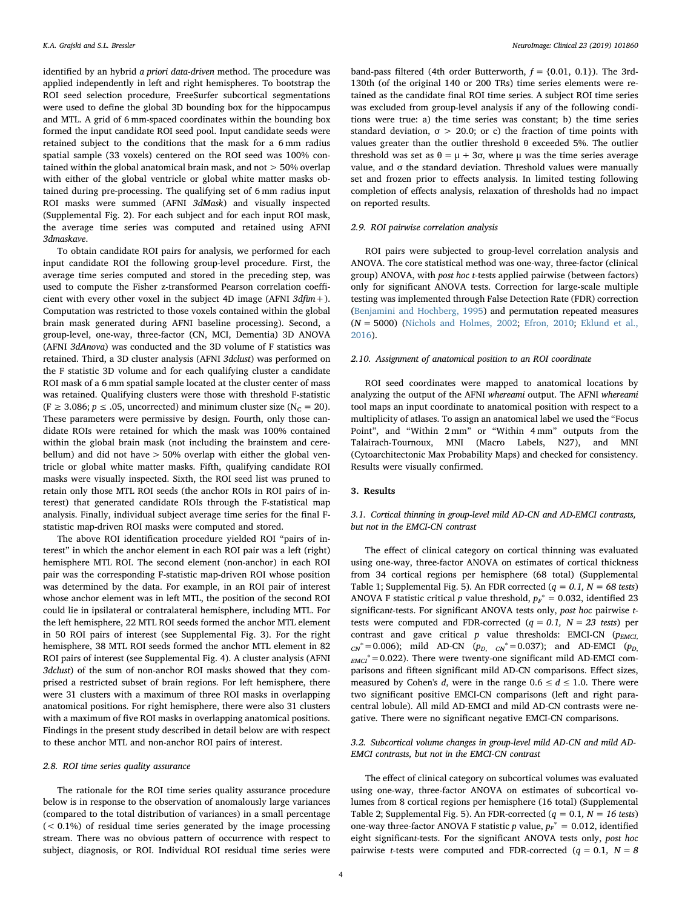identified by an hybrid *a priori data-driven* method. The procedure was applied independently in left and right hemispheres. To bootstrap the ROI seed selection procedure, FreeSurfer subcortical segmentations were used to define the global 3D bounding box for the hippocampus and MTL. A grid of 6 mm-spaced coordinates within the bounding box formed the input candidate ROI seed pool. Input candidate seeds were retained subject to the conditions that the mask for a 6 mm radius spatial sample (33 voxels) centered on the ROI seed was 100% contained within the global anatomical brain mask, and not > 50% overlap with either the global ventricle or global white matter masks obtained during pre-processing. The qualifying set of 6 mm radius input ROI masks were summed (AFNI *3dMask*) and visually inspected (Supplemental Fig. 2). For each subject and for each input ROI mask, the average time series was computed and retained using AFNI *3dmaskave*.

To obtain candidate ROI pairs for analysis, we performed for each input candidate ROI the following group-level procedure. First, the average time series computed and stored in the preceding step, was used to compute the Fisher z-transformed Pearson correlation coefficient with every other voxel in the subject 4D image (AFNI *3dfim+*). Computation was restricted to those voxels contained within the global brain mask generated during AFNI baseline processing). Second, a group-level, one-way, three-factor (CN, MCI, Dementia) 3D ANOVA (AFNI *3dAnova*) was conducted and the 3D volume of F statistics was retained. Third, a 3D cluster analysis (AFNI *3dclust*) was performed on the F statistic 3D volume and for each qualifying cluster a candidate ROI mask of a 6 mm spatial sample located at the cluster center of mass was retained. Qualifying clusters were those with threshold F-statistic ($F \geq 3.086$; $p \leq .05$, uncorrected) and minimum cluster size ($N_C = 20$). These parameters were permissive by design. Fourth, only those candidate ROIs were retained for which the mask was 100% contained within the global brain mask (not including the brainstem and cerebellum) and did not have > 50% overlap with either the global ventricle or global white matter masks. Fifth, qualifying candidate ROI masks were visually inspected. Sixth, the ROI seed list was pruned to retain only those MTL ROI seeds (the anchor ROIs in ROI pairs of interest) that generated candidate ROIs through the F-statistical map analysis. Finally, individual subject average time series for the final F-statistic map-driven ROI masks were computed and stored.

The above ROI identification procedure yielded ROI "pairs of interest" in which the anchor element in each ROI pair was a left (right) hemisphere MTL ROI. The second element (non-anchor) in each ROI pair was the corresponding F-statistic map-driven ROI whose position was determined by the data. For example, in an ROI pair of interest whose anchor element was in left MTL, the position of the second ROI could lie in ipsilateral or contralateral hemisphere, including MTL. For the left hemisphere, 22 MTL ROI seeds formed the anchor MTL element in 50 ROI pairs of interest (see Supplemental Fig. 3). For the right hemisphere, 38 MTL ROI seeds formed the anchor MTL element in 82 ROI pairs of interest (see Supplemental Fig. 4). A cluster analysis (AFNI *3dclust*) of the sum of non-anchor ROI masks showed that they comprised a restricted subset of brain regions. For left hemisphere, there were 31 clusters with a maximum of three ROI masks in overlapping anatomical positions. For right hemisphere, there were also 31 clusters with a maximum of five ROI masks in overlapping anatomical positions. Findings in the present study described in detail below are with respect to these anchor MTL and non-anchor ROI pairs of interest.

### 2.8. ROI time series quality assurance

The rationale for the ROI time series quality assurance procedure below is in response to the observation of anomalously large variances (compared to the total distribution of variances) in a small percentage (< 0.1%) of residual time series generated by the image processing stream. There was no obvious pattern of occurrence with respect to subject, diagnosis, or ROI. Individual ROI residual time series were band-pass filtered (4th order Butterworth, $f = \{0.01, 0.1\}$). The 3rd-130th (of the original 140 or 200 TRs) time series elements were retained as the candidate final ROI time series. A subject ROI time series was excluded from group-level analysis if any of the following conditions were true: a) the time series was constant; b) the time series standard deviation, $\sigma > 20.0$; or c) the fraction of time points with values greater than the outlier threshold $\theta$ exceeded 5%. The outlier threshold was set as $\theta = \mu + 3\sigma$, where $\mu$ was the time series average value, and $\sigma$ the standard deviation. Threshold values were manually set and frozen prior to effects analysis. In limited testing following completion of effects analysis, relaxation of thresholds had no impact on reported results.

### 2.9. ROI pairwise correlation analysis

ROI pairs were subjected to group-level correlation analysis and ANOVA. The core statistical method was one-way, three-factor (clinical group) ANOVA, with *post hoc t*-tests applied pairwise (between factors) only for significant ANOVA tests. Correction for large-scale multiple testing was implemented through False Detection Rate (FDR) correction (Benjamini and Hochberg, 1995) and permutation repeated measures ($N = 5000$) (Nichols and Holmes, 2002; Efron, 2010; Eklund et al., 2016).

### 2.10. Assignment of anatomical position to an ROI coordinate

ROI seed coordinates were mapped to anatomical locations by analyzing the output of the AFNI *whereami* output. The AFNI *whereami* tool maps an input coordinate to anatomical position with respect to a multiplicity of atlases. To assign an anatomical label we used the "Focus Point", and "Within 2 mm" or "Within 4 mm" outputs from the Talairach-Tournoux, MNI (Macro Labels, N27), and MNI (Cytoarchitectonic Max Probability Maps) and checked for consistency. Results were visually confirmed.

## 3. Results

### 3.1. Cortical thinning in group-level mild AD-CN and AD-EMCI contrasts, but not in the EMCI-CN contrast

The effect of clinical category on cortical thinning was evaluated using one-way, three-factor ANOVA on estimates of cortical thickness from 34 cortical regions per hemisphere (68 total) (Supplemental Table 1; Supplemental Fig. 5). An FDR corrected (*q = 0.1, N = 68 tests*) ANOVA F statistic critical *p* value threshold, $p_F^* = 0.032$, identified 23 significant *t*-tests. For significant ANOVA tests only, *post hoc* pairwise *t*-tests were computed and FDR-corrected (*q = 0.1, N = 23 tests*) per contrast and gave critical *p* value thresholds: EMCI-CN ($p_{EMCI,\ CN}^* = 0.006$); mild AD-CN ($p_{D,\ CN}^* = 0.037$); and AD-EMCI ($p_{D,\ EMCI}^* = 0.022$). There were twenty-one significant mild AD-EMCI comparisons and fifteen significant mild AD-CN comparisons. Effect sizes, measured by Cohen's *d*, were in the range $0.6 \leq d \leq 1.0$. There were two significant positive EMCI-CN comparisons (left and right paracentral lobule). All mild AD-EMCI and mild AD-CN contrasts were negative. There were no significant negative EMCI-CN comparisons.

### 3.2. Subcortical volume changes in group-level mild AD-CN and mild AD-EMCI contrasts, but not in the EMCI-CN contrast

The effect of clinical category on subcortical volumes was evaluated using one-way, three-factor ANOVA on estimates of subcortical volumes from 8 cortical regions per hemisphere (16 total) (Supplemental Table 2; Supplemental Fig. 5). An FDR-corrected ($q = 0.1$, $N = 16$ *tests*) one-way three-factor ANOVA F statistic *p* value, $p_F^* = 0.012$, identified eight significant *t*-tests. For the significant ANOVA tests only, *post hoc* pairwise *t*-tests were computed and FDR-corrected ($q = 0.1$, $N = 8$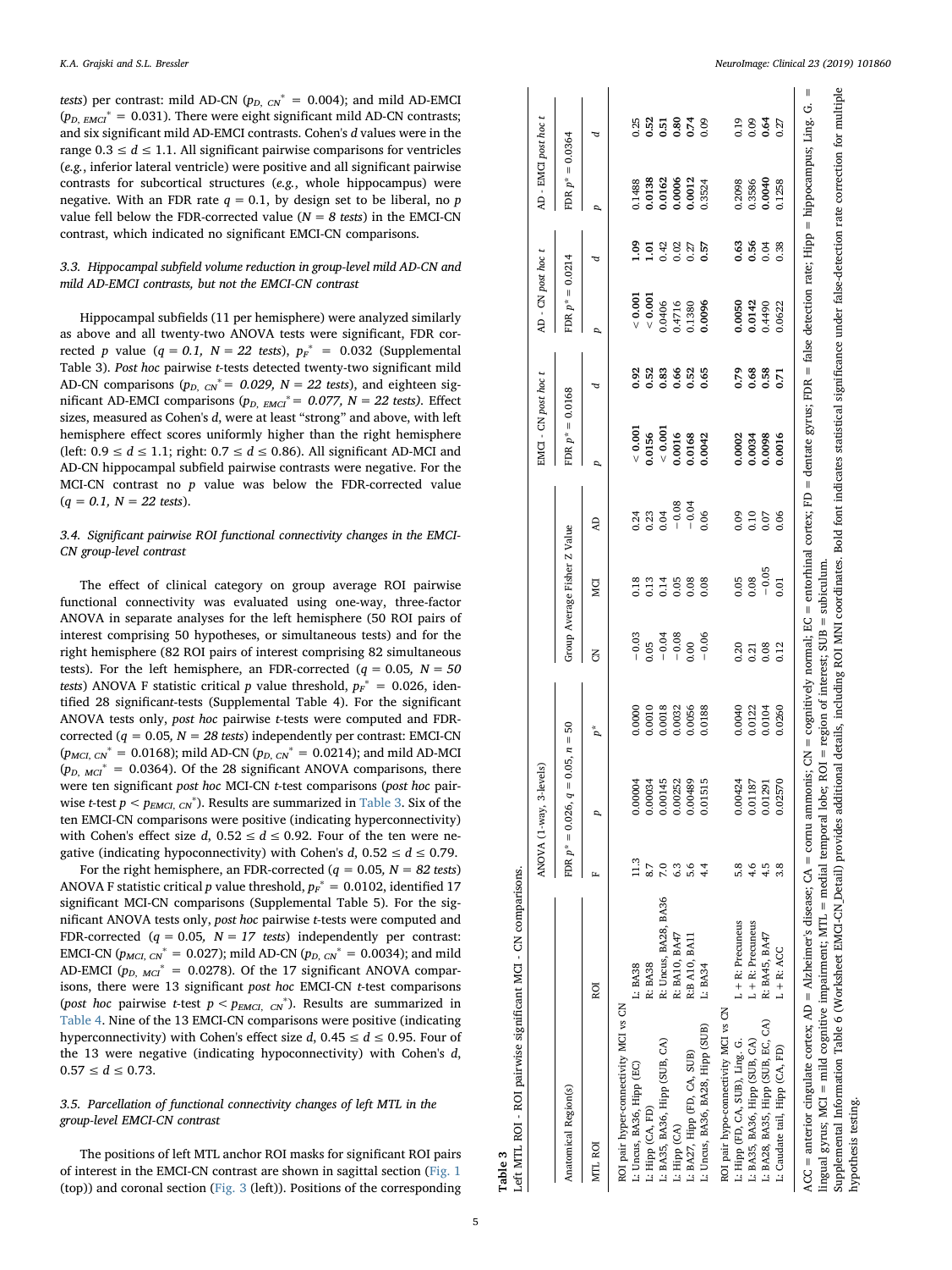*tests*) per contrast: mild AD-CN ($p_{D,\ CN}{}^{*}$ = 0.004); and mild AD-EMCI ($p_{D,\ EMCI}{}^{*}$ = 0.031). There were eight significant mild AD-CN contrasts; and six significant mild AD-EMCI contrasts. Cohen's *d* values were in the range 0.3 ≤ *d* ≤ 1.1. All significant pairwise comparisons for ventricles (*e.g.*, inferior lateral ventricle) were positive and all significant pairwise contrasts for subcortical structures (*e.g.*, whole hippocampus) were negative. With an FDR rate *q* = 0.1, by design set to be liberal, no *p* value fell below the FDR-corrected value (*N* = *8 tests*) in the EMCI-CN contrast, which indicated no significant EMCI-CN comparisons.

### 3.3. Hippocampal subfield volume reduction in group-level mild AD-CN and mild AD-EMCI contrasts, but not the EMCI-CN contrast

Hippocampal subfields (11 per hemisphere) were analyzed similarly as above and all twenty-two ANOVA tests were significant, FDR corrected *p* value (*q* = *0.1, N* = *22 tests*), $p_F{}^{*}$ = 0.032 (Supplemental Table 3). *Post hoc* pairwise *t*-tests detected twenty-two significant mild AD-CN comparisons ($p_{D,\ CN}{}^{*}$ = *0.029, N* = *22 tests*), and eighteen significant AD-EMCI comparisons ($p_{D,\ EMCI}{}^{*}$ = *0.077, N* = *22 tests)*. Effect sizes, measured as Cohen's *d*, were at least "strong" and above, with left hemisphere effect scores uniformly higher than the right hemisphere (left: 0.9 ≤ *d* ≤ 1.1; right: 0.7 ≤ *d* ≤ 0.86). All significant AD-MCI and AD-CN hippocampal subfield pairwise contrasts were negative. For the MCI-CN contrast no *p* value was below the FDR-corrected value (*q* = *0.1, N* = *22 tests*).

### 3.4. Significant pairwise ROI functional connectivity changes in the EMCI-CN group-level contrast

The effect of clinical category on group average ROI pairwise functional connectivity was evaluated using one-way, three-factor ANOVA in separate analyses for the left hemisphere (50 ROI pairs of interest comprising 50 hypotheses, or simultaneous tests) and for the right hemisphere (82 ROI pairs of interest comprising 82 simultaneous tests). For the left hemisphere, an FDR-corrected (*q* = 0.05*, N* = *50 tests*) ANOVA F statistic critical *p* value threshold, $p_F{}^{*}$ = 0.026, identified 28 significant-tests (Supplemental Table 4). For the significant ANOVA tests only, *post hoc* pairwise *t*-tests were computed and FDR-corrected (*q* = 0.05*, N* = *28 tests*) independently per contrast: EMCI-CN ($p_{MCI,\ CN}{}^{*}$ = 0.0168); mild AD-CN ($p_{D,\ CN}{}^{*}$ = 0.0214); and mild AD-MCI ($p_{D,\ MCI}{}^{*}$ = 0.0364). Of the 28 significant ANOVA comparisons, there were ten significant *post hoc* MCI-CN *t*-test comparisons (*post hoc* pairwise *t*-test *p* < $p_{EMCI,\ CN}{}^{*}$). Results are summarized in Table 3. Six of the ten EMCI-CN comparisons were positive (indicating hyperconnectivity) with Cohen's effect size *d*, 0.52 ≤ *d* ≤ 0.92. Four of the ten were negative (indicating hypoconnectivity) with Cohen's *d*, 0.52 ≤ *d* ≤ 0.79.

For the right hemisphere, an FDR-corrected (*q* = 0.05*, N* = *82 tests*) ANOVA F statistic critical *p* value threshold, $p_F{}^{*}$ = 0.0102, identified 17 significant MCI-CN comparisons (Supplemental Table 5). For the significant ANOVA tests only, *post hoc* pairwise *t*-tests were computed and FDR-corrected (*q* = 0.05*, N* = *17 tests*) independently per contrast: EMCI-CN ($p_{MCI,\ CN}{}^{*}$ = 0.027); mild AD-CN ($p_{D,\ CN}{}^{*}$ = 0.0034); and mild AD-EMCI ($p_{D,\ MCI}{}^{*}$ = 0.0278). Of the 17 significant ANOVA comparisons, there were 13 significant *post hoc* EMCI-CN *t*-test comparisons (*post hoc* pairwise *t*-test *p* < $p_{EMCI,\ CN}{}^{*}$). Results are summarized in Table 4. Nine of the 13 EMCI-CN comparisons were positive (indicating hyperconnectivity) with Cohen's effect size *d*, 0.45 ≤ *d* ≤ 0.95. Four of the 13 were negative (indicating hypoconnectivity) with Cohen's *d*, 0.57 ≤ *d* ≤ 0.73.

### 3.5. Parcellation of functional connectivity changes of left MTL in the group-level EMCI-CN contrast

The positions of left MTL anchor ROI masks for significant ROI pairs of interest in the EMCI-CN contrast are shown in sagittal section (Fig. 1 (top)) and coronal section (Fig. 3 (left)). Positions of the corresponding

**Table 3**
Left MTL ROI - ROI pairwise significant MCI - CN comparisons.

| Anatomical Region(s) | | ANOVA (1-way, 3-levels) | | | Group Average Fisher Z Value | | | EMCI - CN *post hoc t* | | AD - CN *post hoc t* | | AD - EMCI *post hoc t* | |
|---|---|---|---|---|---|---|---|---|---|---|---|---|---|
| | | FDR $p^*$ = 0.026, *q* = 0.05, *n* = 50 | | | | | | FDR $p^*$ = 0.0168 | | FDR $p^*$ = 0.0214 | | FDR $p^*$ = 0.0364 | |
| MTL ROI | ROI | F | *p* | $p^*$ | CN | MCI | AD | *p* | *d* | *p* | *d* | *p* | *d* |
| ROI pair hyper-connectivity MCI vs CN | | | | | | | | | | | | | |
| L: Uncus, BA36, Hipp (EC) | L: BA38 | 11.3 | 0.00004 | 0.0000 | −0.03 | 0.18 | 0.24 | **< 0.001** | **0.92** | **< 0.001** | **1.09** | 0.1488 | 0.25 |
| L: Hipp (CA, FD) | R: BA38 | 8.7 | 0.00034 | 0.0010 | 0.05 | 0.13 | 0.23 | **0.0156** | **0.52** | **< 0.001** | **1.01** | **0.0138** | **0.52** |
| L: BA35, BA36, Hipp (SUB, CA) | R: Uncus, BA28, BA36 | 7.0 | 0.00145 | 0.0018 | −0.04 | 0.14 | 0.04 | **< 0.001** | **0.83** | 0.0406 | 0.42 | **0.0162** | **0.51** |
| L: Hipp (CA) | R: BA10, BA47 | 6.3 | 0.00252 | 0.0032 | −0.08 | 0.05 | −0.08 | **0.0016** | **0.66** | 0.4716 | 0.02 | **0.0006** | **0.80** |
| L: BA27, Hipp (FD, CA, SUB) | R:B A10, BA11 | 5.6 | 0.00489 | 0.0056 | 0.00 | 0.08 | −0.04 | **0.0168** | **0.52** | 0.1380 | 0.27 | **0.0012** | **0.74** |
| L: Uncus, BA36, BA28, Hipp (SUB) | L: BA34 | 4.4 | 0.01515 | 0.0188 | −0.06 | 0.08 | 0.06 | **0.0042** | **0.65** | **0.0096** | **0.57** | 0.3524 | 0.09 |
| ROI pair hypo-connectivity MCI vs CN | | | | | | | | | | | | | |
| L: Hipp (FD, CA, SUB), Ling. G. | L + R: Precuneus | 5.8 | 0.00424 | 0.0040 | 0.20 | 0.05 | 0.09 | **0.0002** | **0.79** | **0.0050** | **0.63** | 0.2098 | 0.19 |
| L: BA35, BA36, Hipp (SUB, CA) | L + R: Precuneus | 4.6 | 0.01187 | 0.0122 | 0.21 | 0.08 | 0.10 | **0.0034** | **0.68** | **0.0142** | **0.56** | 0.3586 | 0.09 |
| L: BA28, BA35, Hipp (SUB, EC, CA) | R: BA45, BA47 | 4.5 | 0.01291 | 0.0104 | 0.08 | −0.05 | 0.07 | **0.0098** | **0.58** | 0.4490 | 0.04 | **0.0040** | **0.64** |
| L: Caudate tail, Hipp (CA, FD) | L + R: ACC | 3.8 | 0.02570 | 0.0260 | 0.12 | 0.01 | 0.06 | **0.0016** | **0.71** | 0.0622 | 0.38 | 0.1258 | 0.27 |

ACC = anterior cingulate cortex; AD = Alzheimer's disease; CA = cornu ammonis; CN = cognitively normal; EC = entorhinal cortex; FD = dentate gyrus; FDR = false detection rate; Hipp = hippocampus; Ling. G. = lingual gyrus; MCI = mild cognitive impairment; MTL = medial temporal lobe; ROI = region of interest; SUB = subiculum.
Supplemental Information Table 6 (Worksheet EMCI-CN_Detail) provides additional details, including ROI MNI coordinates. Bold font indicates statistical significance under false-detection rate correction for multiple hypothesis testing.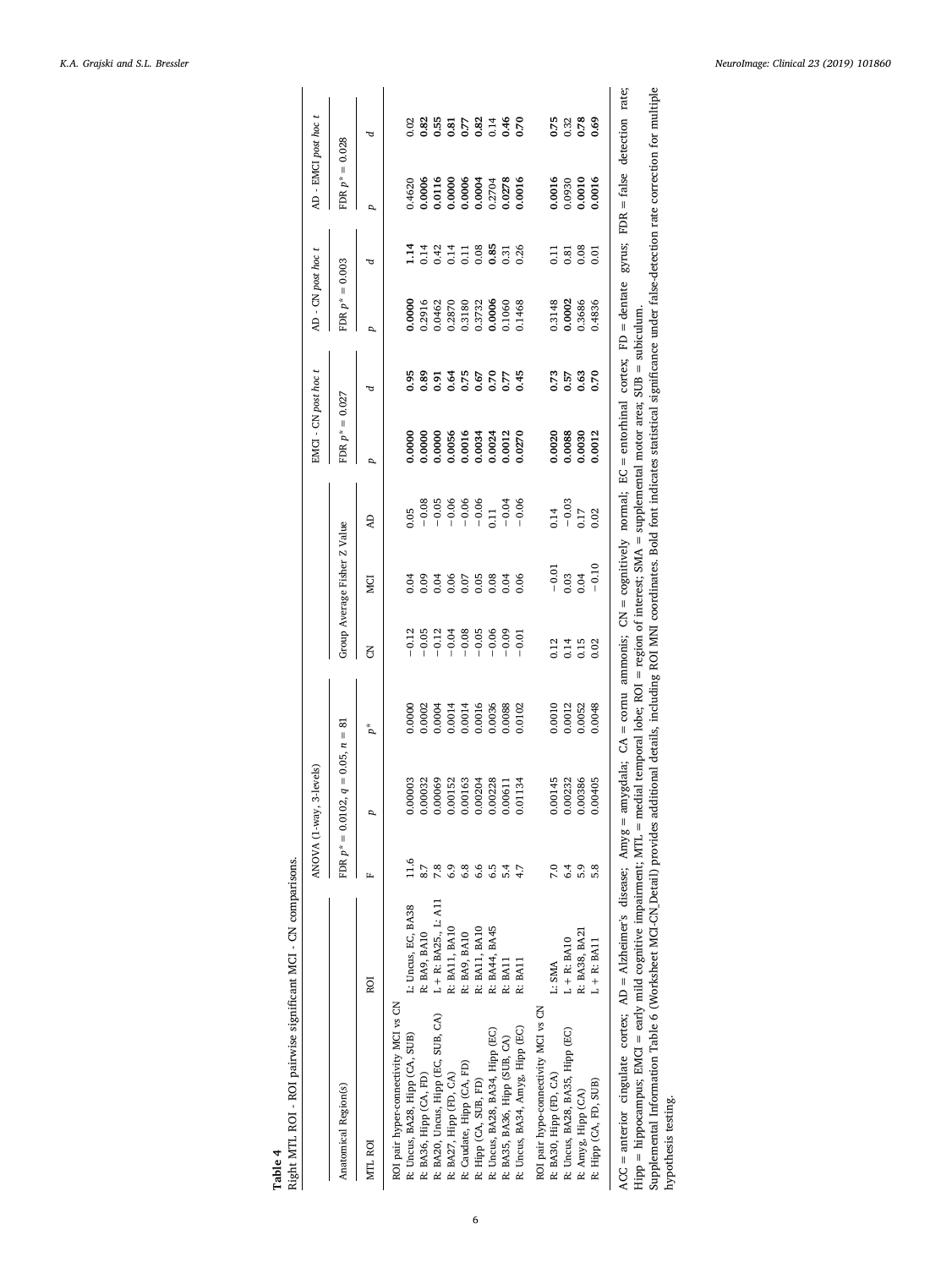**Table 4**
Right MTL ROI - ROI pairwise significant MCI - CN comparisons.

| Anatomical Region(s) | | ANOVA (1-way, 3-levels) | | | Group Average Fisher Z Value | | | EMCI - CN *post hoc t* | | AD - CN *post hoc t* | | AD - EMCI *post hoc t* | |
|---|---|---|---|---|---|---|---|---|---|---|---|---|---|
| | | FDR $p^* = 0.0102$, $q = 0.05$, $n = 81$ | | | | | | FDR $p^* = 0.027$ | | FDR $p^* = 0.003$ | | FDR $p^* = 0.028$ | |
| MTL ROI | ROI | F | *p* | $p^*$ | CN | MCI | AD | *p* | *d* | *p* | *d* | *p* | *d* |
| ROI pair hyper-connectivity MCI vs CN | | | | | | | | | | | | | |
| R: Uncus, BA28, Hipp (CA, SUB) | L: Uncus, EC, BA38 | 11.6 | 0.00003 | 0.0000 | −0.12 | 0.04 | 0.05 | **0.0000** | **0.95** | **0.0000** | **1.14** | 0.4620 | 0.02 |
| R: BA36, Hipp (CA, FD) | R: BA9, BA10 | 8.7 | 0.00032 | 0.0002 | −0.05 | 0.09 | −0.08 | **0.0000** | **0.89** | 0.2916 | 0.14 | **0.0006** | **0.82** |
| R: BA20, Uncus, Hipp (EC, SUB, CA) | L + R: BA25., L: A11 | 7.8 | 0.00069 | 0.0004 | −0.12 | 0.04 | −0.05 | **0.0000** | **0.91** | 0.0462 | 0.42 | **0.0116** | **0.55** |
| R: BA27, Hipp (FD, CA) | R: BA11, BA10 | 6.9 | 0.00152 | 0.0014 | −0.04 | 0.06 | −0.06 | **0.0056** | **0.64** | 0.2870 | 0.14 | **0.0000** | **0.81** |
| R: Caudate, Hipp (CA, FD) | R: BA9, BA10 | 6.8 | 0.00163 | 0.0014 | −0.08 | 0.07 | −0.06 | **0.0016** | **0.75** | 0.3180 | 0.11 | **0.0006** | **0.77** |
| R: Hipp (CA, SUB, FD) | R: BA11, BA10 | 6.6 | 0.00204 | 0.0016 | −0.05 | 0.05 | −0.06 | **0.0034** | **0.67** | 0.3732 | 0.08 | **0.0004** | **0.82** |
| R: Uncus, BA28, BA34, Hipp (EC) | R: BA44, BA45 | 6.5 | 0.00228 | 0.0036 | −0.06 | 0.08 | 0.11 | **0.0024** | **0.70** | **0.0006** | **0.85** | 0.2704 | 0.14 |
| R: BA35, BA36, Hipp (SUB, CA) | R: BA11 | 5.4 | 0.00611 | 0.0088 | −0.09 | 0.04 | −0.04 | **0.0012** | **0.77** | 0.1060 | 0.31 | **0.0278** | **0.46** |
| R: Uncus, BA34, Amyg, Hipp (EC) | R: BA11 | 4.7 | 0.01134 | 0.0102 | −0.01 | 0.06 | −0.06 | **0.0270** | **0.45** | 0.1468 | 0.26 | **0.0016** | **0.70** |
| ROI pair hypo-connectivity MCI vs CN | | | | | | | | | | | | | |
| R: BA30, Hipp (FD, CA) | L: SMA | 7.0 | 0.00145 | 0.0010 | 0.12 | −0.01 | 0.14 | **0.0020** | **0.73** | 0.3148 | 0.11 | **0.0016** | **0.75** |
| R: Uncus, BA28, BA35, Hipp (EC) | L + R: BA10 | 6.4 | 0.00232 | 0.0012 | 0.14 | 0.03 | −0.03 | **0.0088** | **0.57** | **0.0002** | **0.81** | 0.0930 | 0.32 |
| R: Amyg, Hipp (CA) | R: BA38, BA21 | 5.9 | 0.00386 | 0.0052 | 0.15 | 0.04 | 0.17 | **0.0030** | **0.63** | 0.3686 | 0.08 | **0.0010** | **0.78** |
| R: Hipp (CA, FD, SUB) | L + R: BA11 | 5.8 | 0.00405 | 0.0048 | 0.02 | −0.10 | 0.02 | **0.0012** | **0.70** | 0.4836 | 0.01 | **0.0016** | **0.69** |

ACC = anterior cingulate cortex; AD = Alzheimer's disease; Amyg = amygdala; CA = cornu ammonis; CN = cognitively normal; EC = entorhinal cortex; FD = dentate gyrus; FDR = false detection rate; Hipp = hippocampus; EMCI = early mild cognitive impairment; MTL = medial temporal lobe; ROI = region of interest; SMA = supplemental motor area; SUB = subiculum.
Supplemental Information Table 6 (Worksheet MCI-CN_Detail) provides additional details, including ROI MNI coordinates. Bold font indicates statistical significance under false-detection rate correction for multiple hypothesis testing.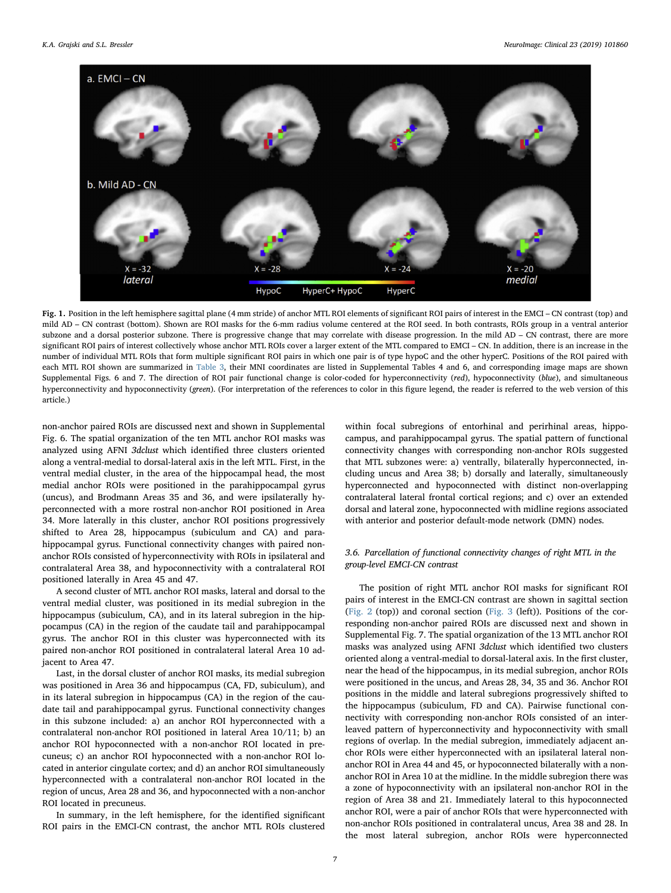**Fig. 1.** Position in the left hemisphere sagittal plane (4 mm stride) of anchor MTL ROI elements of significant ROI pairs of interest in the EMCI – CN contrast (top) and mild AD – CN contrast (bottom). Shown are ROI masks for the 6-mm radius volume centered at the ROI seed. In both contrasts, ROIs group in a ventral anterior subzone and a dorsal posterior subzone. There is progressive change that may correlate with disease progression. In the mild AD – CN contrast, there are more significant ROI pairs of interest collectively whose anchor MTL ROIs cover a larger extent of the MTL compared to EMCI – CN. In addition, there is an increase in the number of individual MTL ROIs that form multiple significant ROI pairs in which one pair is of type hypoC and the other hyperC. Positions of the ROI paired with each MTL ROI shown are summarized in Table 3, their MNI coordinates are listed in Supplemental Tables 4 and 6, and corresponding image maps are shown Supplemental Figs. 6 and 7. The direction of ROI pair functional change is color-coded for hyperconnectivity (*red*), hypoconnectivity (*blue*), and simultaneous hyperconnectivity and hypoconnectivity (*green*). (For interpretation of the references to color in this figure legend, the reader is referred to the web version of this article.)

non-anchor paired ROIs are discussed next and shown in Supplemental Fig. 6. The spatial organization of the ten MTL anchor ROI masks was analyzed using AFNI *3dclust* which identified three clusters oriented along a ventral-medial to dorsal-lateral axis in the left MTL. First, in the ventral medial cluster, in the area of the hippocampal head, the most medial anchor ROIs were positioned in the parahippocampal gyrus (uncus), and Brodmann Areas 35 and 36, and were ipsilaterally hyperconnected with a more rostral non-anchor ROI positioned in Area 34. More laterally in this cluster, anchor ROI positions progressively shifted to Area 28, hippocampus (subiculum and CA) and parahippocampal gyrus. Functional connectivity changes with paired non-anchor ROIs consisted of hyperconnectivity with ROIs in ipsilateral and contralateral Area 38, and hypoconnectivity with a contralateral ROI positioned laterally in Area 45 and 47.

A second cluster of MTL anchor ROI masks, lateral and dorsal to the ventral medial cluster, was positioned in its medial subregion in the hippocampus (subiculum, CA), and in its lateral subregion in the hippocampus (CA) in the region of the caudate tail and parahippocampal gyrus. The anchor ROI in this cluster was hyperconnected with its paired non-anchor ROI positioned in contralateral lateral Area 10 adjacent to Area 47.

Last, in the dorsal cluster of anchor ROI masks, its medial subregion was positioned in Area 36 and hippocampus (CA, FD, subiculum), and in its lateral subregion in hippocampus (CA) in the region of the caudate tail and parahippocampal gyrus. Functional connectivity changes in this subzone included: a) an anchor ROI hyperconnected with a contralateral non-anchor ROI positioned in lateral Area 10/11; b) an anchor ROI hypoconnected with a non-anchor ROI located in precuneus; c) an anchor ROI hypoconnected with a non-anchor ROI located in anterior cingulate cortex; and d) an anchor ROI simultaneously hyperconnected with a contralateral non-anchor ROI located in the region of uncus, Area 28 and 36, and hypoconnected with a non-anchor ROI located in precuneus.

In summary, in the left hemisphere, for the identified significant ROI pairs in the EMCI-CN contrast, the anchor MTL ROIs clustered within focal subregions of entorhinal and perirhinal areas, hippocampus, and parahippocampal gyrus. The spatial pattern of functional connectivity changes with corresponding non-anchor ROIs suggested that MTL subzones were: a) ventrally, bilaterally hyperconnected, including uncus and Area 38; b) dorsally and laterally, simultaneously hyperconnected and hypoconnected with distinct non-overlapping contralateral lateral frontal cortical regions; and c) over an extended dorsal and lateral zone, hypoconnected with midline regions associated with anterior and posterior default-mode network (DMN) nodes.

### 3.6. Parcellation of functional connectivity changes of right MTL in the group-level EMCI-CN contrast

The position of right MTL anchor ROI masks for significant ROI pairs of interest in the EMCI-CN contrast are shown in sagittal section (Fig. 2 (top)) and coronal section (Fig. 3 (left)). Positions of the corresponding non-anchor paired ROIs are discussed next and shown in Supplemental Fig. 7. The spatial organization of the 13 MTL anchor ROI masks was analyzed using AFNI *3dclust* which identified two clusters oriented along a ventral-medial to dorsal-lateral axis. In the first cluster, near the head of the hippocampus, in its medial subregion, anchor ROIs were positioned in the uncus, and Areas 28, 34, 35 and 36. Anchor ROI positions in the middle and lateral subregions progressively shifted to the hippocampus (subiculum, FD and CA). Pairwise functional connectivity with corresponding non-anchor ROIs consisted of an interleaved pattern of hyperconnectivity and hypoconnectivity with small regions of overlap. In the medial subregion, immediately adjacent anchor ROIs were either hyperconnected with an ipsilateral lateral non-anchor ROI in Area 44 and 45, or hypoconnected bilaterally with a non-anchor ROI in Area 10 at the midline. In the middle subregion there was a zone of hypoconnectivity with an ipsilateral non-anchor ROI in the region of Area 38 and 21. Immediately lateral to this hypoconnected anchor ROI, were a pair of anchor ROIs that were hyperconnected with non-anchor ROIs positioned in contralateral uncus, Area 38 and 28. In the most lateral subregion, anchor ROIs were hyperconnected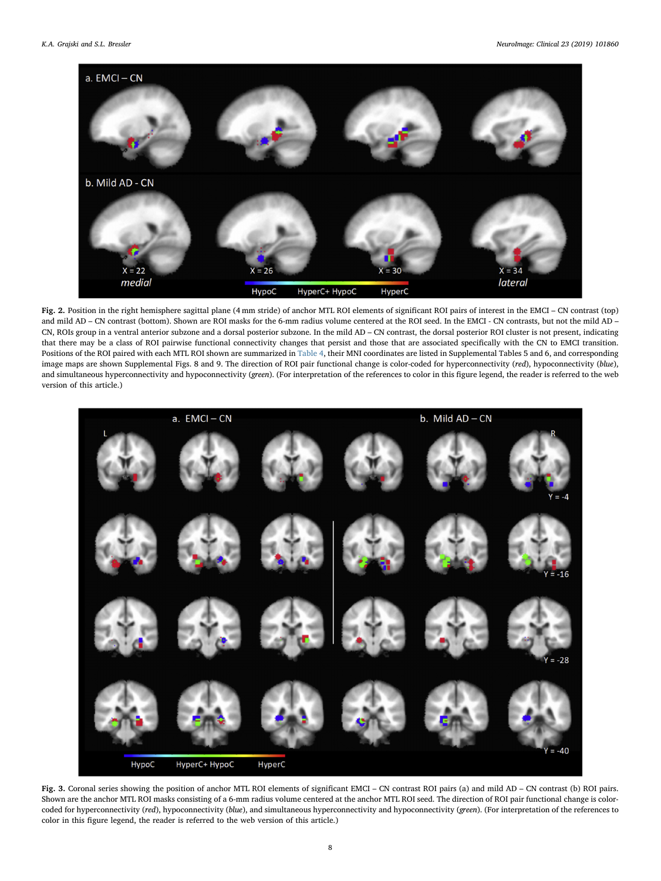**Fig. 2.** Position in the right hemisphere sagittal plane (4 mm stride) of anchor MTL ROI elements of significant ROI pairs of interest in the EMCI – CN contrast (top) and mild AD – CN contrast (bottom). Shown are ROI masks for the 6-mm radius volume centered at the ROI seed. In the EMCI - CN contrasts, but not the mild AD – CN, ROIs group in a ventral anterior subzone and a dorsal posterior subzone. In the mild AD – CN contrast, the dorsal posterior ROI cluster is not present, indicating that there may be a class of ROI pairwise functional connectivity changes that persist and those that are associated specifically with the CN to EMCI transition. Positions of the ROI paired with each MTL ROI shown are summarized in Table 4, their MNI coordinates are listed in Supplemental Tables 5 and 6, and corresponding image maps are shown Supplemental Figs. 8 and 9. The direction of ROI pair functional change is color-coded for hyperconnectivity (*red*), hypoconnectivity (*blue*), and simultaneous hyperconnectivity and hypoconnectivity (*green*). (For interpretation of the references to color in this figure legend, the reader is referred to the web version of this article.)

**Fig. 3.** Coronal series showing the position of anchor MTL ROI elements of significant EMCI – CN contrast ROI pairs (a) and mild AD – CN contrast (b) ROI pairs. Shown are the anchor MTL ROI masks consisting of a 6-mm radius volume centered at the anchor MTL ROI seed. The direction of ROI pair functional change is color-coded for hyperconnectivity (*red*), hypoconnectivity (*blue*), and simultaneous hyperconnectivity and hypoconnectivity (*green*). (For interpretation of the references to color in this figure legend, the reader is referred to the web version of this article.)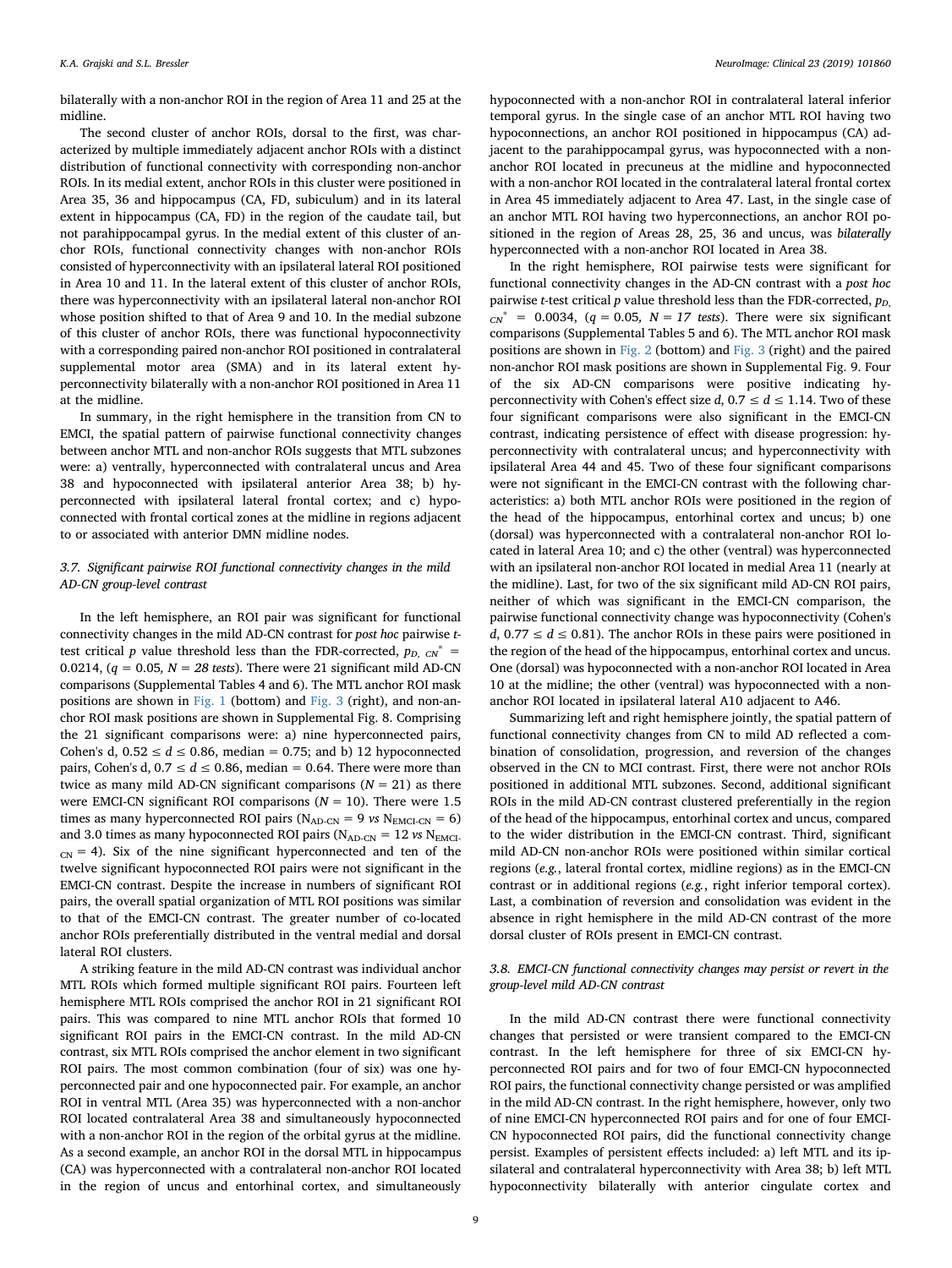bilaterally with a non-anchor ROI in the region of Area 11 and 25 at the midline.

The second cluster of anchor ROIs, dorsal to the first, was characterized by multiple immediately adjacent anchor ROIs with a distinct distribution of functional connectivity with corresponding non-anchor ROIs. In its medial extent, anchor ROIs in this cluster were positioned in Area 35, 36 and hippocampus (CA, FD, subiculum) and in its lateral extent in hippocampus (CA, FD) in the region of the caudate tail, but not parahippocampal gyrus. In the medial extent of this cluster of anchor ROIs, functional connectivity changes with non-anchor ROIs consisted of hyperconnectivity with an ipsilateral lateral ROI positioned in Area 10 and 11. In the lateral extent of this cluster of anchor ROIs, there was hyperconnectivity with an ipsilateral lateral non-anchor ROI whose position shifted to that of Area 9 and 10. In the medial subzone of this cluster of anchor ROIs, there was functional hypoconnectivity with a corresponding paired non-anchor ROI positioned in contralateral supplemental motor area (SMA) and in its lateral extent hyperconnectivity bilaterally with a non-anchor ROI positioned in Area 11 at the midline.

In summary, in the right hemisphere in the transition from CN to EMCI, the spatial pattern of pairwise functional connectivity changes between anchor MTL and non-anchor ROIs suggests that MTL subzones were: a) ventrally, hyperconnected with contralateral uncus and Area 38 and hypoconnected with ipsilateral anterior Area 38; b) hyperconnected with ipsilateral lateral frontal cortex; and c) hypoconnected with frontal cortical zones at the midline in regions adjacent to or associated with anterior DMN midline nodes.

### 3.7. Significant pairwise ROI functional connectivity changes in the mild AD-CN group-level contrast

In the left hemisphere, an ROI pair was significant for functional connectivity changes in the mild AD-CN contrast for *post hoc* pairwise *t*-test critical *p* value threshold less than the FDR-corrected, $p_{D,\ CN}^{*}$ = 0.0214, ($q$ = 0.05, *N* = *28 tests*). There were 21 significant mild AD-CN comparisons (Supplemental Tables 4 and 6). The MTL anchor ROI mask positions are shown in Fig. 1 (bottom) and Fig. 3 (right), and non-anchor ROI mask positions are shown in Supplemental Fig. 8. Comprising the 21 significant comparisons were: a) nine hyperconnected pairs, Cohen's d, $0.52 \le d \le 0.86$, median = 0.75; and b) 12 hypoconnected pairs, Cohen's d, $0.7 \le d \le 0.86$, median = 0.64. There were more than twice as many mild AD-CN significant comparisons ($N = 21$) as there were EMCI-CN significant ROI comparisons ($N = 10$). There were 1.5 times as many hyperconnected ROI pairs ($N_{AD\text{-}CN} = 9$ *vs* $N_{EMCI\text{-}CN} = 6$) and 3.0 times as many hypoconnected ROI pairs ($N_{AD\text{-}CN} = 12$ *vs* $N_{EMCI\text{-}CN} = 4$). Six of the nine significant hyperconnected and ten of the twelve significant hypoconnected ROI pairs were not significant in the EMCI-CN contrast. Despite the increase in numbers of significant ROI pairs, the overall spatial organization of MTL ROI positions was similar to that of the EMCI-CN contrast. The greater number of co-located anchor ROIs preferentially distributed in the ventral medial and dorsal lateral ROI clusters.

A striking feature in the mild AD-CN contrast was individual anchor MTL ROIs which formed multiple significant ROI pairs. Fourteen left hemisphere MTL ROIs comprised the anchor ROI in 21 significant ROI pairs. This was compared to nine MTL anchor ROIs that formed 10 significant ROI pairs in the EMCI-CN contrast. In the mild AD-CN contrast, six MTL ROIs comprised the anchor element in two significant ROI pairs. The most common combination (four of six) was one hyperconnected pair and one hypoconnected pair. For example, an anchor ROI in ventral MTL (Area 35) was hyperconnected with a non-anchor ROI located contralateral Area 38 and simultaneously hypoconnected with a non-anchor ROI in the region of the orbital gyrus at the midline. As a second example, an anchor ROI in the dorsal MTL in hippocampus (CA) was hyperconnected with a contralateral non-anchor ROI located in the region of uncus and entorhinal cortex, and simultaneously hypoconnected with a non-anchor ROI in contralateral lateral inferior temporal gyrus. In the single case of an anchor MTL ROI having two hypoconnections, an anchor ROI positioned in hippocampus (CA) adjacent to the parahippocampal gyrus, was hypoconnected with a non-anchor ROI located in precuneus at the midline and hypoconnected with a non-anchor ROI located in the contralateral lateral frontal cortex in Area 45 immediately adjacent to Area 47. Last, in the single case of an anchor MTL ROI having two hyperconnections, an anchor ROI positioned in the region of Areas 28, 25, 36 and uncus, was *bilaterally* hyperconnected with a non-anchor ROI located in Area 38.

In the right hemisphere, ROI pairwise tests were significant for functional connectivity changes in the AD-CN contrast with a *post hoc* pairwise *t*-test critical *p* value threshold less than the FDR-corrected, $p_{D,\ CN}^{*}$ = 0.0034, ($q$ = 0.05, *N* = *17 tests*). There were six significant comparisons (Supplemental Tables 5 and 6). The MTL anchor ROI mask positions are shown in Fig. 2 (bottom) and Fig. 3 (right) and the paired non-anchor ROI mask positions are shown in Supplemental Fig. 9. Four of the six AD-CN comparisons were positive indicating hyperconnectivity with Cohen's effect size *d*, $0.7 \le d \le 1.14$. Two of these four significant comparisons were also significant in the EMCI-CN contrast, indicating persistence of effect with disease progression: hyperconnectivity with contralateral uncus; and hyperconnectivity with ipsilateral Area 44 and 45. Two of these four significant comparisons were not significant in the EMCI-CN contrast with the following characteristics: a) both MTL anchor ROIs were positioned in the region of the head of the hippocampus, entorhinal cortex and uncus; b) one (dorsal) was hyperconnected with a contralateral non-anchor ROI located in lateral Area 10; and c) the other (ventral) was hyperconnected with an ipsilateral non-anchor ROI located in medial Area 11 (nearly at the midline). Last, for two of the six significant mild AD-CN ROI pairs, neither of which was significant in the EMCI-CN comparison, the pairwise functional connectivity change was hypoconnectivity (Cohen's *d*, $0.77 \le d \le 0.81$). The anchor ROIs in these pairs were positioned in the region of the head of the hippocampus, entorhinal cortex and uncus. One (dorsal) was hypoconnected with a non-anchor ROI located in Area 10 at the midline; the other (ventral) was hypoconnected with a non-anchor ROI located in ipsilateral lateral A10 adjacent to A46.

Summarizing left and right hemisphere jointly, the spatial pattern of functional connectivity changes from CN to mild AD reflected a combination of consolidation, progression, and reversion of the changes observed in the CN to MCI contrast. First, there were not anchor ROIs positioned in additional MTL subzones. Second, additional significant ROIs in the mild AD-CN contrast clustered preferentially in the region of the head of the hippocampus, entorhinal cortex and uncus, compared to the wider distribution in the EMCI-CN contrast. Third, significant mild AD-CN non-anchor ROIs were positioned within similar cortical regions (*e.g.*, lateral frontal cortex, midline regions) as in the EMCI-CN contrast or in additional regions (*e.g.*, right inferior temporal cortex). Last, a combination of reversion and consolidation was evident in the absence in right hemisphere in the mild AD-CN contrast of the more dorsal cluster of ROIs present in EMCI-CN contrast.

### 3.8. EMCI-CN functional connectivity changes may persist or revert in the group-level mild AD-CN contrast

In the mild AD-CN contrast there were functional connectivity changes that persisted or were transient compared to the EMCI-CN contrast. In the left hemisphere for three of six EMCI-CN hyperconnected ROI pairs and for two of four EMCI-CN hypoconnected ROI pairs, the functional connectivity change persisted or was amplified in the mild AD-CN contrast. In the right hemisphere, however, only two of nine EMCI-CN hyperconnected ROI pairs and for one of four EMCI-CN hypoconnected ROI pairs, did the functional connectivity change persist. Examples of persistent effects included: a) left MTL and its ipsilateral and contralateral hyperconnectivity with Area 38; b) left MTL hypoconnectivity bilaterally with anterior cingulate cortex and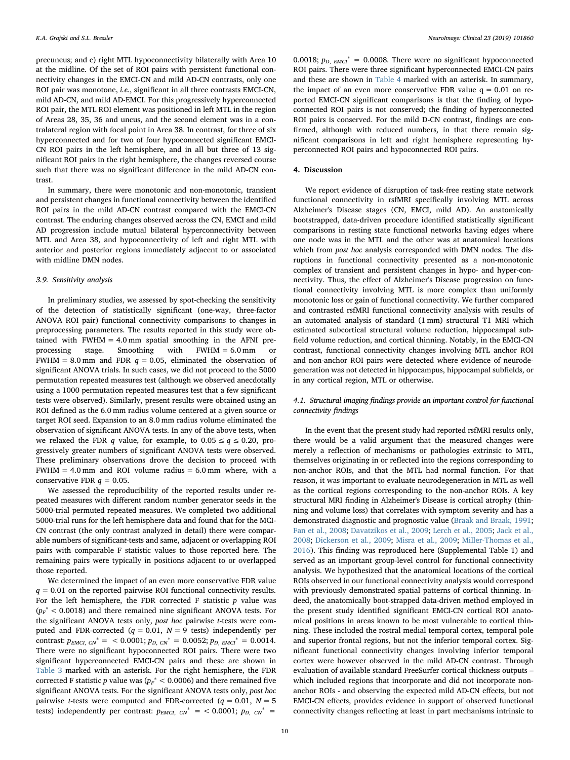precuneus; and c) right MTL hypoconnectivity bilaterally with Area 10 at the midline. Of the set of ROI pairs with persistent functional connectivity changes in the EMCI-CN and mild AD-CN contrasts, only one ROI pair was monotone, *i.e.*, significant in all three contrasts EMCI-CN, mild AD-CN, and mild AD-EMCI. For this progressively hyperconnected ROI pair, the MTL ROI element was positioned in left MTL in the region of Areas 28, 35, 36 and uncus, and the second element was in a contralateral region with focal point in Area 38. In contrast, for three of six hyperconnected and for two of four hypoconnected significant EMCI-CN ROI pairs in the left hemisphere, and in all but three of 13 significant ROI pairs in the right hemisphere, the changes reversed course such that there was no significant difference in the mild AD-CN contrast.

In summary, there were monotonic and non-monotonic, transient and persistent changes in functional connectivity between the identified ROI pairs in the mild AD-CN contrast compared with the EMCI-CN contrast. The enduring changes observed across the CN, EMCI and mild AD progression include mutual bilateral hyperconnectivity between MTL and Area 38, and hypoconnectivity of left and right MTL with anterior and posterior regions immediately adjacent to or associated with midline DMN nodes.

### 3.9. Sensitivity analysis

In preliminary studies, we assessed by spot-checking the sensitivity of the detection of statistically significant (one-way, three-factor ANOVA ROI pair) functional connectivity comparisons to changes in preprocessing parameters. The results reported in this study were obtained with FWHM = 4.0 mm spatial smoothing in the AFNI preprocessing stage. Smoothing with FWHM = 6.0 mm or FWHM = 8.0 mm and FDR $q = 0.05$, eliminated the observation of significant ANOVA trials. In such cases, we did not proceed to the 5000 permutation repeated measures test (although we observed anecdotally using a 1000 permutation repeated measures test that a few significant tests were observed). Similarly, present results were obtained using an ROI defined as the 6.0 mm radius volume centered at a given source or target ROI seed. Expansion to an 8.0 mm radius volume eliminated the observation of significant ANOVA tests. In any of the above tests, when we relaxed the FDR $q$ value, for example, to $0.05 \le q \le 0.20$, progressively greater numbers of significant ANOVA tests were observed. These preliminary observations drove the decision to proceed with FWHM = 4.0 mm and ROI volume radius = 6.0 mm where, with a conservative FDR $q = 0.05$.

We assessed the reproducibility of the reported results under repeated measures with different random number generator seeds in the 5000-trial permuted repeated measures. We completed two additional 5000-trial runs for the left hemisphere data and found that for the MCI-CN contrast (the only contrast analyzed in detail) there were comparable numbers of significant *t*-tests and same, adjacent or overlapping ROI pairs with comparable F statistic values to those reported here. The remaining pairs were typically in positions adjacent to or overlapped those reported.

We determined the impact of an even more conservative FDR value $q = 0.01$ on the reported pairwise ROI functional connectivity results. For the left hemisphere, the FDR corrected F statistic $p$ value was ($p_F^* < 0.0018$) and there remained nine significant ANOVA tests. For the significant ANOVA tests only, *post hoc* pairwise *t*-tests were computed and FDR-corrected ($q = 0.01$, $N = 9$ tests) independently per contrast: $p_{EMCI,\ CN}^* = < 0.0001$; $p_{D,\ CN}^* = 0.0052$; $p_{D,\ EMCI}^* = 0.0014$. There were no significant hypoconnected ROI pairs. There were two significant hyperconnected EMCI-CN pairs and these are shown in Table 3 marked with an asterisk. For the right hemisphere, the FDR corrected F statistic $p$ value was ($p_F^* < 0.0006$) and there remained five significant ANOVA tests. For the significant ANOVA tests only, *post hoc* pairwise *t*-tests were computed and FDR-corrected ($q = 0.01$, $N = 5$ tests) independently per contrast: $p_{EMCI,\ CN}^* = < 0.0001$; $p_{D,\ CN}^* = 0.0018$; $p_{D,\ EMCI}^* = 0.0008$. There were no significant hypoconnected ROI pairs. There were three significant hyperconnected EMCI-CN pairs and these are shown in Table 4 marked with an asterisk. In summary, the impact of an even more conservative FDR value $q = 0.01$ on reported EMCI-CN significant comparisons is that the finding of hypoconnected ROI pairs is not conserved; the finding of hyperconnected ROI pairs is conserved. For the mild D-CN contrast, findings are confirmed, although with reduced numbers, in that there remain significant comparisons in left and right hemisphere representing hyperconnected ROI pairs and hypoconnected ROI pairs.

## 4. Discussion

We report evidence of disruption of task-free resting state network functional connectivity in rsfMRI specifically involving MTL across Alzheimer's Disease stages (CN, EMCI, mild AD). An anatomically bootstrapped, data-driven procedure identified statistically significant comparisons in resting state functional networks having edges where one node was in the MTL and the other was at anatomical locations which from *post hoc* analysis corresponded with DMN nodes. The disruptions in functional connectivity presented as a non-monotonic complex of transient and persistent changes in hypo- and hyper-connectivity. Thus, the effect of Alzheimer's Disease progression on functional connectivity involving MTL is more complex than uniformly monotonic loss or gain of functional connectivity. We further compared and contrasted rsfMRI functional connectivity analysis with results of an automated analysis of standard (1 mm) structural T1 MRI which estimated subcortical structural volume reduction, hippocampal subfield volume reduction, and cortical thinning. Notably, in the EMCI-CN contrast, functional connectivity changes involving MTL anchor ROI and non-anchor ROI pairs were detected where evidence of neurodegeneration was not detected in hippocampus, hippocampal subfields, or in any cortical region, MTL or otherwise.

### 4.1. Structural imaging findings provide an important control for functional connectivity findings

In the event that the present study had reported rsfMRI results only, there would be a valid argument that the measured changes were merely a reflection of mechanisms or pathologies extrinsic to MTL, themselves originating in or reflected into the regions corresponding to non-anchor ROIs, and that the MTL had normal function. For that reason, it was important to evaluate neurodegeneration in MTL as well as the cortical regions corresponding to the non-anchor ROIs. A key structural MRI finding in Alzheimer's Disease is cortical atrophy (thinning and volume loss) that correlates with symptom severity and has a demonstrated diagnostic and prognostic value (Braak and Braak, 1991; Fan et al., 2008; Davatzikos et al., 2009; Lerch et al., 2005; Jack et al., 2008; Dickerson et al., 2009; Misra et al., 2009; Miller-Thomas et al., 2016). This finding was reproduced here (Supplemental Table 1) and served as an important group-level control for functional connectivity analysis. We hypothesized that the anatomical locations of the cortical ROIs observed in our functional connectivity analysis would correspond with previously demonstrated spatial patterns of cortical thinning. Indeed, the anatomically boot-strapped data-driven method employed in the present study identified significant EMCI-CN cortical ROI anatomical positions in areas known to be most vulnerable to cortical thinning. These included the rostral medial temporal cortex, temporal pole and superior frontal regions, but not the inferior temporal cortex. Significant functional connectivity changes involving inferior temporal cortex were however observed in the mild AD-CN contrast. Through evaluation of available standard FreeSurfer cortical thickness outputs – which included regions that incorporate and did not incorporate non-anchor ROIs - and observing the expected mild AD-CN effects, but not EMCI-CN effects, provides evidence in support of observed functional connectivity changes reflecting at least in part mechanisms intrinsic to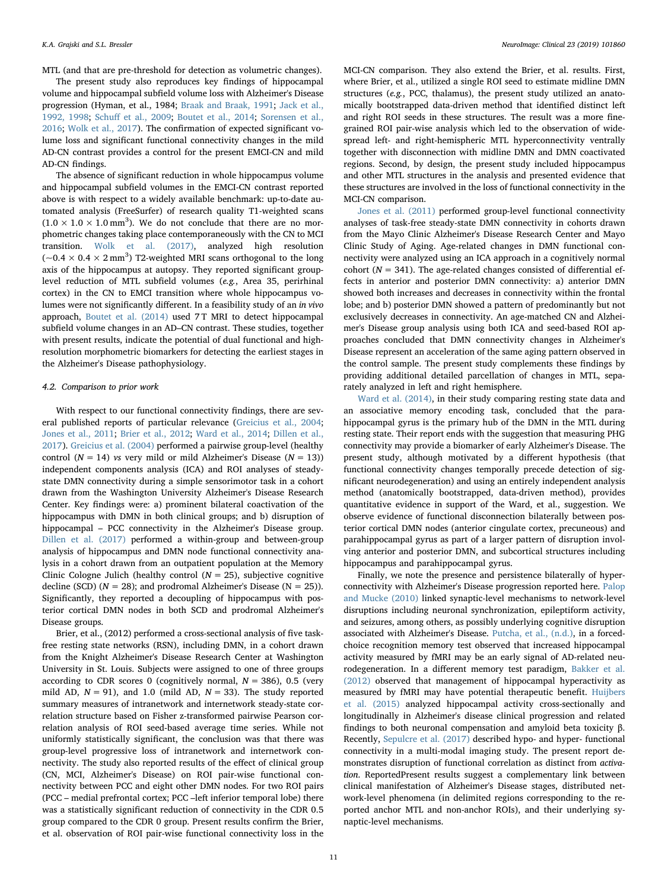MTL (and that are pre-threshold for detection as volumetric changes).

The present study also reproduces key findings of hippocampal volume and hippocampal subfield volume loss with Alzheimer's Disease progression (Hyman, et al., 1984; Braak and Braak, 1991; Jack et al., 1992, 1998; Schuff et al., 2009; Boutet et al., 2014; Sorensen et al., 2016; Wolk et al., 2017). The confirmation of expected significant volume loss and significant functional connectivity changes in the mild AD-CN contrast provides a control for the present EMCI-CN and mild AD-CN findings.

The absence of significant reduction in whole hippocampus volume and hippocampal subfield volumes in the EMCI-CN contrast reported above is with respect to a widely available benchmark: up-to-date automated analysis (FreeSurfer) of research quality T1-weighted scans ($1.0 \times 1.0 \times 1.0\,\text{mm}^3$). We do not conclude that there are no morphometric changes taking place contemporaneously with the CN to MCI transition. Wolk et al. (2017), analyzed high resolution ($\sim 0.4 \times 0.4 \times 2\,\text{mm}^3$) T2-weighted MRI scans orthogonal to the long axis of the hippocampus at autopsy. They reported significant group-level reduction of MTL subfield volumes (*e.g.*, Area 35, perirhinal cortex) in the CN to EMCI transition where whole hippocampus volumes were not significantly different. In a feasibility study of an *in vivo* approach, Boutet et al. (2014) used 7 T MRI to detect hippocampal subfield volume changes in an AD–CN contrast. These studies, together with present results, indicate the potential of dual functional and high-resolution morphometric biomarkers for detecting the earliest stages in the Alzheimer's Disease pathophysiology.

### 4.2. Comparison to prior work

With respect to our functional connectivity findings, there are several published reports of particular relevance (Greicius et al., 2004; Jones et al., 2011; Brier et al., 2012; Ward et al., 2014; Dillen et al., 2017). Greicius et al. (2004) performed a pairwise group-level (healthy control ($N = 14$) *vs* very mild or mild Alzheimer's Disease ($N = 13$)) independent components analysis (ICA) and ROI analyses of steady-state DMN connectivity during a simple sensorimotor task in a cohort drawn from the Washington University Alzheimer's Disease Research Center. Key findings were: a) prominent bilateral coactivation of the hippocampus with DMN in both clinical groups; and b) disruption of hippocampal – PCC connectivity in the Alzheimer's Disease group. Dillen et al. (2017) performed a within-group and between-group analysis of hippocampus and DMN node functional connectivity analysis in a cohort drawn from an outpatient population at the Memory Clinic Cologne Julich (healthy control ($N = 25$), subjective cognitive decline (SCD) ($N = 28$); and prodromal Alzheimer's Disease (N = 25)). Significantly, they reported a decoupling of hippocampus with posterior cortical DMN nodes in both SCD and prodromal Alzheimer's Disease groups.

Brier, et al., (2012) performed a cross-sectional analysis of five task-free resting state networks (RSN), including DMN, in a cohort drawn from the Knight Alzheimer's Disease Research Center at Washington University in St. Louis. Subjects were assigned to one of three groups according to CDR scores 0 (cognitively normal, $N = 386$), 0.5 (very mild AD, $N = 91$), and 1.0 (mild AD, $N = 33$). The study reported summary measures of intranetwork and internetwork steady-state correlation structure based on Fisher z-transformed pairwise Pearson correlation analysis of ROI seed-based average time series. While not uniformly statistically significant, the conclusion was that there was group-level progressive loss of intranetwork and internetwork connectivity. The study also reported results of the effect of clinical group (CN, MCI, Alzheimer's Disease) on ROI pair-wise functional connectivity between PCC and eight other DMN nodes. For two ROI pairs (PCC – medial prefrontal cortex; PCC –left inferior temporal lobe) there was a statistically significant reduction of connectivity in the CDR 0.5 group compared to the CDR 0 group. Present results confirm the Brier, et al. observation of ROI pair-wise functional connectivity loss in the MCI-CN comparison. They also extend the Brier, et al. results. First, where Brier, et al., utilized a single ROI seed to estimate midline DMN structures (*e.g.*, PCC, thalamus), the present study utilized an anatomically bootstrapped data-driven method that identified distinct left and right ROI seeds in these structures. The result was a more fine-grained ROI pair-wise analysis which led to the observation of widespread left- and right-hemispheric MTL hyperconnectivity ventrally together with disconnection with midline DMN and DMN coactivated regions. Second, by design, the present study included hippocampus and other MTL structures in the analysis and presented evidence that these structures are involved in the loss of functional connectivity in the MCI-CN comparison.

Jones et al. (2011) performed group-level functional connectivity analyses of task-free steady-state DMN connectivity in cohorts drawn from the Mayo Clinic Alzheimer's Disease Research Center and Mayo Clinic Study of Aging. Age-related changes in DMN functional connectivity were analyzed using an ICA approach in a cognitively normal cohort ($N = 341$). The age-related changes consisted of differential effects in anterior and posterior DMN connectivity: a) anterior DMN showed both increases and decreases in connectivity within the frontal lobe; and b) posterior DMN showed a pattern of predominantly but not exclusively decreases in connectivity. An age-matched CN and Alzheimer's Disease group analysis using both ICA and seed-based ROI approaches concluded that DMN connectivity changes in Alzheimer's Disease represent an acceleration of the same aging pattern observed in the control sample. The present study complements these findings by providing additional detailed parcellation of changes in MTL, separately analyzed in left and right hemisphere.

Ward et al. (2014), in their study comparing resting state data and an associative memory encoding task, concluded that the parahippocampal gyrus is the primary hub of the DMN in the MTL during resting state. Their report ends with the suggestion that measuring PHG connectivity may provide a biomarker of early Alzheimer's Disease. The present study, although motivated by a different hypothesis (that functional connectivity changes temporally precede detection of significant neurodegeneration) and using an entirely independent analysis method (anatomically bootstrapped, data-driven method), provides quantitative evidence in support of the Ward, et al., suggestion. We observe evidence of functional disconnection bilaterally between posterior cortical DMN nodes (anterior cingulate cortex, precuneous) and parahippocampal gyrus as part of a larger pattern of disruption involving anterior and posterior DMN, and subcortical structures including hippocampus and parahippocampal gyrus.

Finally, we note the presence and persistence bilaterally of hyperconnectivity with Alzheimer's Disease progression reported here. Palop and Mucke (2010) linked synaptic-level mechanisms to network-level disruptions including neuronal synchronization, epileptiform activity, and seizures, among others, as possibly underlying cognitive disruption associated with Alzheimer's Disease. Putcha, et al., (n.d.), in a forced-choice recognition memory test observed that increased hippocampal activity measured by fMRI may be an early signal of AD-related neurodegeneration. In a different memory test paradigm, Bakker et al. (2012) observed that management of hippocampal hyperactivity as measured by fMRI may have potential therapeutic benefit. Huijbers et al. (2015) analyzed hippocampal activity cross-sectionally and longitudinally in Alzheimer's disease clinical progression and related findings to both neuronal compensation and amyloid beta toxicity β. Recently, Sepulcre et al. (2017) described hypo- and hyper- functional connectivity in a multi-modal imaging study. The present report demonstrates disruption of functional correlation as distinct from *activation*. ReportedPresent results suggest a complementary link between clinical manifestation of Alzheimer's Disease stages, distributed network-level phenomena (in delimited regions corresponding to the reported anchor MTL and non-anchor ROIs), and their underlying synaptic-level mechanisms.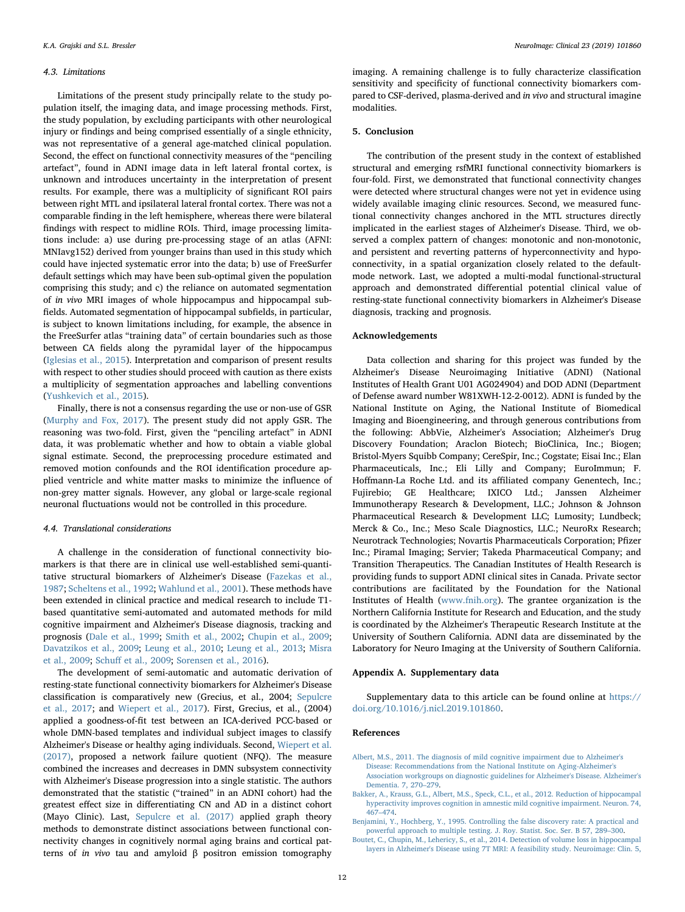### 4.3. Limitations

Limitations of the present study principally relate to the study population itself, the imaging data, and image processing methods. First, the study population, by excluding participants with other neurological injury or findings and being comprised essentially of a single ethnicity, was not representative of a general age-matched clinical population. Second, the effect on functional connectivity measures of the "penciling artefact", found in ADNI image data in left lateral frontal cortex, is unknown and introduces uncertainty in the interpretation of present results. For example, there was a multiplicity of significant ROI pairs between right MTL and ipsilateral lateral frontal cortex. There was not a comparable finding in the left hemisphere, whereas there were bilateral findings with respect to midline ROIs. Third, image processing limitations include: a) use during pre-processing stage of an atlas (AFNI: MNIavg152) derived from younger brains than used in this study which could have injected systematic error into the data; b) use of FreeSurfer default settings which may have been sub-optimal given the population comprising this study; and c) the reliance on automated segmentation of *in vivo* MRI images of whole hippocampus and hippocampal subfields. Automated segmentation of hippocampal subfields, in particular, is subject to known limitations including, for example, the absence in the FreeSurfer atlas "training data" of certain boundaries such as those between CA fields along the pyramidal layer of the hippocampus (Iglesias et al., 2015). Interpretation and comparison of present results with respect to other studies should proceed with caution as there exists a multiplicity of segmentation approaches and labelling conventions (Yushkevich et al., 2015).

Finally, there is not a consensus regarding the use or non-use of GSR (Murphy and Fox, 2017). The present study did not apply GSR. The reasoning was two-fold. First, given the "penciling artefact" in ADNI data, it was problematic whether and how to obtain a viable global signal estimate. Second, the preprocessing procedure estimated and removed motion confounds and the ROI identification procedure applied ventricle and white matter masks to minimize the influence of non-grey matter signals. However, any global or large-scale regional neuronal fluctuations would not be controlled in this procedure.

### 4.4. Translational considerations

A challenge in the consideration of functional connectivity biomarkers is that there are in clinical use well-established semi-quantitative structural biomarkers of Alzheimer's Disease (Fazekas et al., 1987; Scheltens et al., 1992; Wahlund et al., 2001). These methods have been extended in clinical practice and medical research to include T1-based quantitative semi-automated and automated methods for mild cognitive impairment and Alzheimer's Disease diagnosis, tracking and prognosis (Dale et al., 1999; Smith et al., 2002; Chupin et al., 2009; Davatzikos et al., 2009; Leung et al., 2010; Leung et al., 2013; Misra et al., 2009; Schuff et al., 2009; Sorensen et al., 2016).

The development of semi-automatic and automatic derivation of resting-state functional connectivity biomarkers for Alzheimer's Disease classification is comparatively new (Grecius, et al., 2004; Sepulcre et al., 2017; and Wiepert et al., 2017). First, Grecius, et al., (2004) applied a goodness-of-fit test between an ICA-derived PCC-based or whole DMN-based templates and individual subject images to classify Alzheimer's Disease or healthy aging individuals. Second, Wiepert et al. (2017), proposed a network failure quotient (NFQ). The measure combined the increases and decreases in DMN subsystem connectivity with Alzheimer's Disease progression into a single statistic. The authors demonstrated that the statistic ("trained" in an ADNI cohort) had the greatest effect size in differentiating CN and AD in a distinct cohort (Mayo Clinic). Last, Sepulcre et al. (2017) applied graph theory methods to demonstrate distinct associations between functional connectivity changes in cognitively normal aging brains and cortical patterns of *in vivo* tau and amyloid β positron emission tomography imaging. A remaining challenge is to fully characterize classification sensitivity and specificity of functional connectivity biomarkers compared to CSF-derived, plasma-derived and *in vivo* and structural imagine modalities.

## 5. Conclusion

The contribution of the present study in the context of established structural and emerging rsfMRI functional connectivity biomarkers is four-fold. First, we demonstrated that functional connectivity changes were detected where structural changes were not yet in evidence using widely available imaging clinic resources. Second, we measured functional connectivity changes anchored in the MTL structures directly implicated in the earliest stages of Alzheimer's Disease. Third, we observed a complex pattern of changes: monotonic and non-monotonic, and persistent and reverting patterns of hyperconnectivity and hypoconnectivity, in a spatial organization closely related to the default-mode network. Last, we adopted a multi-modal functional-structural approach and demonstrated differential potential clinical value of resting-state functional connectivity biomarkers in Alzheimer's Disease diagnosis, tracking and prognosis.

## Acknowledgements

Data collection and sharing for this project was funded by the Alzheimer's Disease Neuroimaging Initiative (ADNI) (National Institutes of Health Grant U01 AG024904) and DOD ADNI (Department of Defense award number W81XWH-12-2-0012). ADNI is funded by the National Institute on Aging, the National Institute of Biomedical Imaging and Bioengineering, and through generous contributions from the following: AbbVie, Alzheimer's Association; Alzheimer's Drug Discovery Foundation; Araclon Biotech; BioClinica, Inc.; Biogen; Bristol-Myers Squibb Company; CereSpir, Inc.; Cogstate; Eisai Inc.; Elan Pharmaceuticals, Inc.; Eli Lilly and Company; EuroImmun; F. Hoffmann-La Roche Ltd. and its affiliated company Genentech, Inc.; Fujirebio; GE Healthcare; IXICO Ltd.; Janssen Alzheimer Immunotherapy Research & Development, LLC.; Johnson & Johnson Pharmaceutical Research & Development LLC; Lumosity; Lundbeck; Merck & Co., Inc.; Meso Scale Diagnostics, LLC.; NeuroRx Research; Neurotrack Technologies; Novartis Pharmaceuticals Corporation; Pfizer Inc.; Piramal Imaging; Servier; Takeda Pharmaceutical Company; and Transition Therapeutics. The Canadian Institutes of Health Research is providing funds to support ADNI clinical sites in Canada. Private sector contributions are facilitated by the Foundation for the National Institutes of Health (www.fnih.org). The grantee organization is the Northern California Institute for Research and Education, and the study is coordinated by the Alzheimer's Therapeutic Research Institute at the University of Southern California. ADNI data are disseminated by the Laboratory for Neuro Imaging at the University of Southern California.

## Appendix A. Supplementary data

Supplementary data to this article can be found online at https://doi.org/10.1016/j.nicl.2019.101860.

## References

Albert, M.S., 2011. The diagnosis of mild cognitive impairment due to Alzheimer's Disease: Recommendations from the National Institute on Aging-Alzheimer's Association workgroups on diagnostic guidelines for Alzheimer's Disease. Alzheimer's Dementia. 7, 270–279.

Bakker, A., Krauss, G.L., Albert, M.S., Speck, C.L., et al., 2012. Reduction of hippocampal hyperactivity improves cognition in amnestic mild cognitive impairment. Neuron. 74, 467–474.

Benjamini, Y., Hochberg, Y., 1995. Controlling the false discovery rate: A practical and powerful approach to multiple testing. J. Roy. Statist. Soc. Ser. B 57, 289–300.

Boutet, C., Chupin, M., Lehericy, S., et al., 2014. Detection of volume loss in hippocampal layers in Alzheimer's Disease using 7T MRI: A feasibility study. Neuroimage: Clin. 5,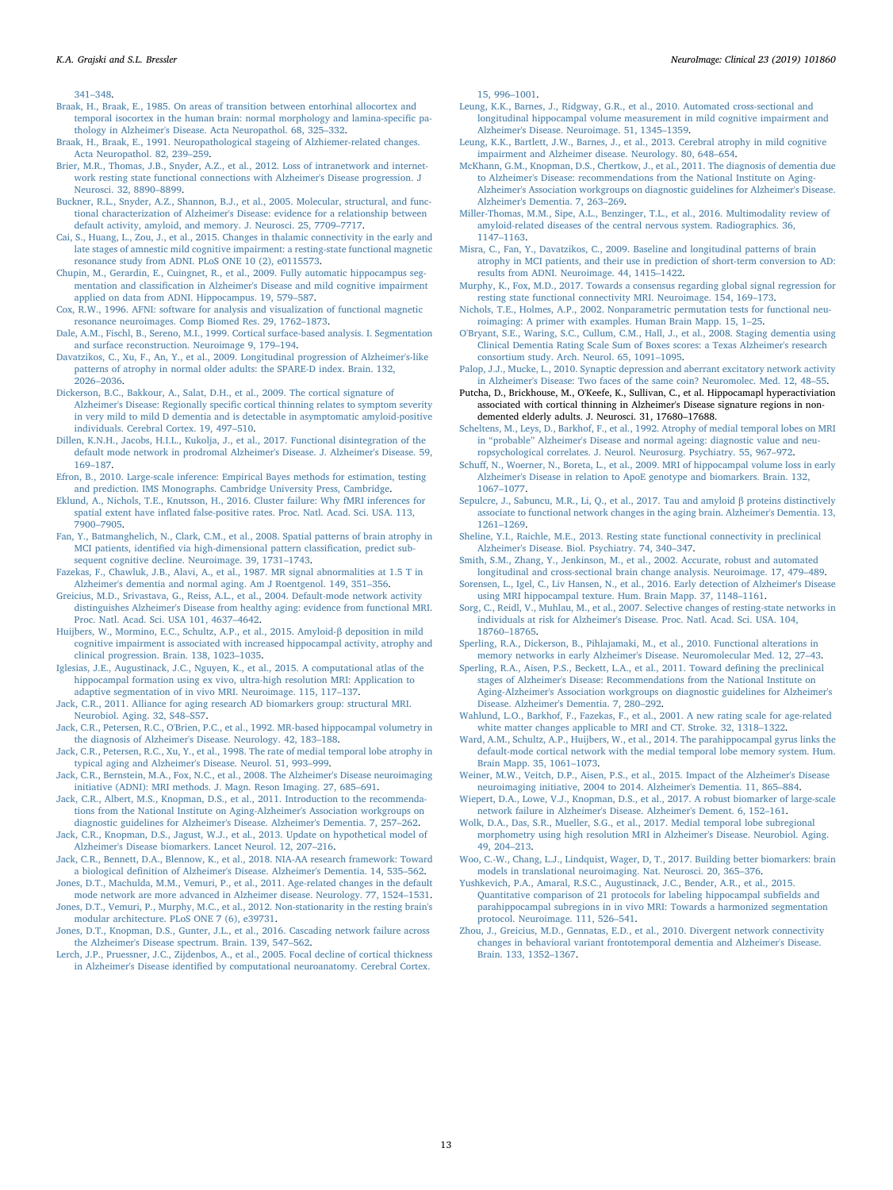341–348.

Braak, H., Braak, E., 1985. On areas of transition between entorhinal allocortex and temporal isocortex in the human brain: normal morphology and lamina-specific pathology in Alzheimer's Disease. Acta Neuropathol. 68, 325–332.

Braak, H., Braak, E., 1991. Neuropathological stageing of Alzhiemer-related changes. Acta Neuropathol. 82, 239–259.

Brier, M.R., Thomas, J.B., Snyder, A.Z., et al., 2012. Loss of intranetwork and internetwork resting state functional connections with Alzheimer's Disease progression. J Neurosci. 32, 8890–8899.

Buckner, R.L., Snyder, A.Z., Shannon, B.J., et al., 2005. Molecular, structural, and functional characterization of Alzheimer's Disease: evidence for a relationship between default activity, amyloid, and memory. J. Neurosci. 25, 7709–7717.

Cai, S., Huang, L., Zou, J., et al., 2015. Changes in thalamic connectivity in the early and late stages of amnestic mild cognitive impairment: a resting-state functional magnetic resonance study from ADNI. PLoS ONE 10 (2), e0115573.

Chupin, M., Gerardin, E., Cuingnet, R., et al., 2009. Fully automatic hippocampus segmentation and classification in Alzheimer's Disease and mild cognitive impairment applied on data from ADNI. Hippocampus. 19, 579–587.

Cox, R.W., 1996. AFNI: software for analysis and visualization of functional magnetic resonance neuroimages. Comp Biomed Res. 29, 1762–1873.

Dale, A.M., Fischl, B., Sereno, M.I., 1999. Cortical surface-based analysis. I. Segmentation and surface reconstruction. Neuroimage 9, 179–194.

Davatzikos, C., Xu, F., An, Y., et al., 2009. Longitudinal progression of Alzheimer's-like patterns of atrophy in normal older adults: the SPARE-D index. Brain. 132, 2026–2036.

Dickerson, B.C., Bakkour, A., Salat, D.H., et al., 2009. The cortical signature of Alzheimer's Disease: Regionally specific cortical thinning relates to symptom severity in very mild to mild D dementia and is detectable in asymptomatic amyloid-positive individuals. Cerebral Cortex. 19, 497–510.

Dillen, K.N.H., Jacobs, H.I.L., Kukolja, J., et al., 2017. Functional disintegration of the default mode network in prodromal Alzheimer's Disease. J. Alzheimer's Disease. 59, 169–187.

Efron, B., 2010. Large-scale inference: Empirical Bayes methods for estimation, testing and prediction. IMS Monographs. Cambridge University Press, Cambridge.

Eklund, A., Nichols, T.E., Knutsson, H., 2016. Cluster failure: Why fMRI inferences for spatial extent have inflated false-positive rates. Proc. Natl. Acad. Sci. USA. 113, 7900–7905.

Fan, Y., Batmanghelich, N., Clark, C.M., et al., 2008. Spatial patterns of brain atrophy in MCI patients, identified via high-dimensional pattern classification, predict subsequent cognitive decline. Neuroimage. 39, 1731–1743.

Fazekas, F., Chawluk, J.B., Alavi, A., et al., 1987. MR signal abnormalities at 1.5 T in Alzheimer's dementia and normal aging. Am J Roentgenol. 149, 351–356.

Greicius, M.D., Srivastava, G., Reiss, A.L., et al., 2004. Default-mode network activity distinguishes Alzheimer's Disease from healthy aging: evidence from functional MRI. Proc. Natl. Acad. Sci. USA 101, 4637–4642.

Huijbers, W., Mormino, E.C., Schultz, A.P., et al., 2015. Amyloid-β deposition in mild cognitive impairment is associated with increased hippocampal activity, atrophy and clinical progression. Brain. 138, 1023–1035.

Iglesias, J.E., Augustinack, J.C., Nguyen, K., et al., 2015. A computational atlas of the hippocampal formation using ex vivo, ultra-high resolution MRI: Application to adaptive segmentation of in vivo MRI. Neuroimage. 115, 117–137.

Jack, C.R., 2011. Alliance for aging research AD biomarkers group: structural MRI. Neurobiol. Aging. 32, S48–S57.

Jack, C.R., Petersen, R.C., O'Brien, P.C., et al., 1992. MR-based hippocampal volumetry in the diagnosis of Alzheimer's Disease. Neurology. 42, 183–188.

Jack, C.R., Petersen, R.C., Xu, Y., et al., 1998. The rate of medial temporal lobe atrophy in typical aging and Alzheimer's Disease. Neurol. 51, 993–999.

Jack, C.R., Bernstein, M.A., Fox, N.C., et al., 2008. The Alzheimer's Disease neuroimaging initiative (ADNI): MRI methods. J. Magn. Reson Imaging. 27, 685–691.

Jack, C.R., Albert, M.S., Knopman, D.S., et al., 2011. Introduction to the recommendations from the National Institute on Aging-Alzheimer's Association workgroups on diagnostic guidelines for Alzheimer's Disease. Alzheimer's Dementia. 7, 257–262.

Jack, C.R., Knopman, D.S., Jagust, W.J., et al., 2013. Update on hypothetical model of Alzheimer's Disease biomarkers. Lancet Neurol. 12, 207–216.

Jack, C.R., Bennett, D.A., Blennow, K., et al., 2018. NIA-AA research framework: Toward a biological definition of Alzheimer's Disease. Alzheimer's Dementia. 14, 535–562.

Jones, D.T., Machulda, M.M., Vemuri, P., et al., 2011. Age-related changes in the default mode network are more advanced in Alzheimer disease. Neurology. 77, 1524–1531.

Jones, D.T., Vemuri, P., Murphy, M.C., et al., 2012. Non-stationarity in the resting brain's modular architecture. PLoS ONE 7 (6), e39731.

Jones, D.T., Knopman, D.S., Gunter, J.L., et al., 2016. Cascading network failure across the Alzheimer's Disease spectrum. Brain. 139, 547–562.

Lerch, J.P., Pruessner, J.C., Zijdenbos, A., et al., 2005. Focal decline of cortical thickness in Alzheimer's Disease identified by computational neuroanatomy. Cerebral Cortex. 15, 996–1001.

Leung, K.K., Barnes, J., Ridgway, G.R., et al., 2010. Automated cross-sectional and longitudinal hippocampal volume measurement in mild cognitive impairment and Alzheimer's Disease. Neuroimage. 51, 1345–1359.

Leung, K.K., Bartlett, J.W., Barnes, J., et al., 2013. Cerebral atrophy in mild cognitive impairment and Alzheimer disease. Neurology. 80, 648–654.

McKhann, G.M., Knopman, D.S., Chertkow, J., et al., 2011. The diagnosis of dementia due to Alzheimer's Disease: recommendations from the National Institute on Aging-Alzheimer's Association workgroups on diagnostic guidelines for Alzheimer's Disease. Alzheimer's Dementia. 7, 263–269.

Miller-Thomas, M.M., Sipe, A.L., Benzinger, T.L., et al., 2016. Multimodality review of amyloid-related diseases of the central nervous system. Radiographics. 36, 1147–1163.

Misra, C., Fan, Y., Davatzikos, C., 2009. Baseline and longitudinal patterns of brain atrophy in MCI patients, and their use in prediction of short-term conversion to AD: results from ADNI. Neuroimage. 44, 1415–1422.

Murphy, K., Fox, M.D., 2017. Towards a consensus regarding global signal regression for resting state functional connectivity MRI. Neuroimage. 154, 169–173.

Nichols, T.E., Holmes, A.P., 2002. Nonparametric permutation tests for functional neuroimaging: A primer with examples. Human Brain Mapp. 15, 1–25.

O'Bryant, S.E., Waring, S.C., Cullum, C.M., Hall, J., et al., 2008. Staging dementia using Clinical Dementia Rating Scale Sum of Boxes scores: a Texas Alzheimer's research consortium study. Arch. Neurol. 65, 1091–1095.

Palop, J.J., Mucke, L., 2010. Synaptic depression and aberrant excitatory network activity in Alzheimer's Disease: Two faces of the same coin? Neuromolec. Med. 12, 48–55.

Putcha, D., Brickhouse, M., O'Keefe, K., Sullivan, C., et al. Hippocamapl hyperactiviation associated with cortical thinning in Alzheimer's Disease signature regions in non-demented elderly adults. J. Neurosci. 31, 17680–17688.

Scheltens, M., Leys, D., Barkhof, F., et al., 1992. Atrophy of medial temporal lobes on MRI in "probable" Alzheimer's Disease and normal ageing: diagnostic value and neuropsychological correlates. J. Neurol. Neurosurg. Psychiatry. 55, 967–972.

Schuff, N., Woerner, N., Boreta, L., et al., 2009. MRI of hippocampal volume loss in early Alzheimer's Disease in relation to ApoE genotype and biomarkers. Brain. 132, 1067–1077.

Sepulcre, J., Sabuncu, M.R., Li, Q., et al., 2017. Tau and amyloid β proteins distinctively associate to functional network changes in the aging brain. Alzheimer's Dementia. 13, 1261–1269.

Sheline, Y.I., Raichle, M.E., 2013. Resting state functional connectivity in preclinical Alzheimer's Disease. Biol. Psychiatry. 74, 340–347.

Smith, S.M., Zhang, Y., Jenkinson, M., et al., 2002. Accurate, robust and automated longitudinal and cross-sectional brain change analysis. Neuroimage. 17, 479–489.

Sorensen, L., Igel, C., Liv Hansen, N., et al., 2016. Early detection of Alzheimer's Disease using MRI hippocampal texture. Hum. Brain Mapp. 37, 1148–1161.

Sorg, C., Reidl, V., Muhlau, M., et al., 2007. Selective changes of resting-state networks in individuals at risk for Alzheimer's Disease. Proc. Natl. Acad. Sci. USA. 104, 18760–18765.

Sperling, R.A., Dickerson, B., Pihlajamaki, M., et al., 2010. Functional alterations in memory networks in early Alzheimer's Disease. Neuromolecular Med. 12, 27–43.

Sperling, R.A., Aisen, P.S., Beckett, L.A., et al., 2011. Toward defining the preclinical stages of Alzheimer's Disease: Recommendations from the National Institute on Aging-Alzheimer's Association workgroups on diagnostic guidelines for Alzheimer's Disease. Alzheimer's Dementia. 7, 280–292.

Wahlund, L.O., Barkhof, F., Fazekas, F., et al., 2001. A new rating scale for age-related white matter changes applicable to MRI and CT. Stroke. 32, 1318–1322.

Ward, A.M., Schultz, A.P., Huijbers, W., et al., 2014. The parahippocampal gyrus links the default-mode cortical network with the medial temporal lobe memory system. Hum. Brain Mapp. 35, 1061–1073.

Weiner, M.W., Veitch, D.P., Aisen, P.S., et al., 2015. Impact of the Alzheimer's Disease neuroimaging initiative, 2004 to 2014. Alzheimer's Dementia. 11, 865–884.

Wiepert, D.A., Lowe, V.J., Knopman, D.S., et al., 2017. A robust biomarker of large-scale network failure in Alzheimer's Disease. Alzheimer's Dement. 6, 152–161.

Wolk, D.A., Das, S.R., Mueller, S.G., et al., 2017. Medial temporal lobe subregional morphometry using high resolution MRI in Alzheimer's Disease. Neurobiol. Aging. 49, 204–213.

Woo, C.-W., Chang, L.J., Lindquist, Wager, D, T., 2017. Building better biomarkers: brain models in translational neuroimaging. Nat. Neurosci. 20, 365–376.

Yushkevich, P.A., Amaral, R.S.C., Augustinack, J.C., Bender, A.R., et al., 2015. Quantitative comparison of 21 protocols for labeling hippocampal subfields and parahippocampal subregions in in vivo MRI: Towards a harmonized segmentation protocol. Neuroimage. 111, 526–541.

Zhou, J., Greicius, M.D., Gennatas, E.D., et al., 2010. Divergent network connectivity changes in behavioral variant frontotemporal dementia and Alzheimer's Disease. Brain. 133, 1352–1367.